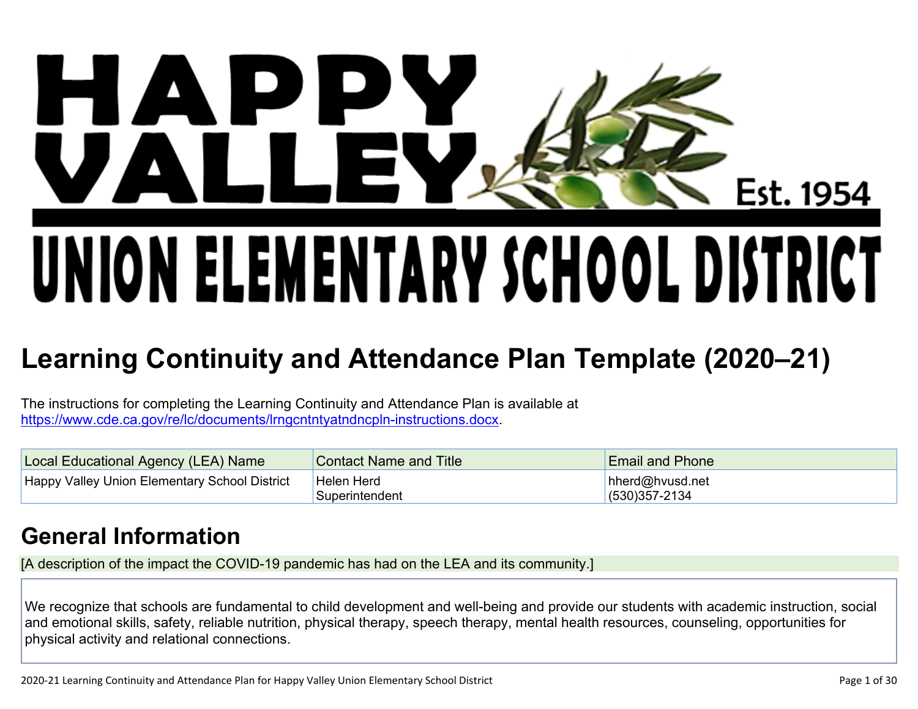# Learning Continuity and Attendance Plan Template (2020–21)

The instructions for completing the Learning Continuity and Attendance Plan is available at https://www.cde.ca.gov/re/lc/documents/lrngcntntyatndncpln-instructions.docx.

| Local Educational Agency (LEA) Name | Contact Name and Title | Email and Phone |
| --- | --- | --- |
| Happy Valley Union Elementary School District | Helen Herd<br>Superintendent | hherd@hvusd.net<br>(530)357-2134 |

## General Information

[A description of the impact the COVID-19 pandemic has had on the LEA and its community.]

We recognize that schools are fundamental to child development and well-being and provide our students with academic instruction, social and emotional skills, safety, reliable nutrition, physical therapy, speech therapy, mental health resources, counseling, opportunities for physical activity and relational connections.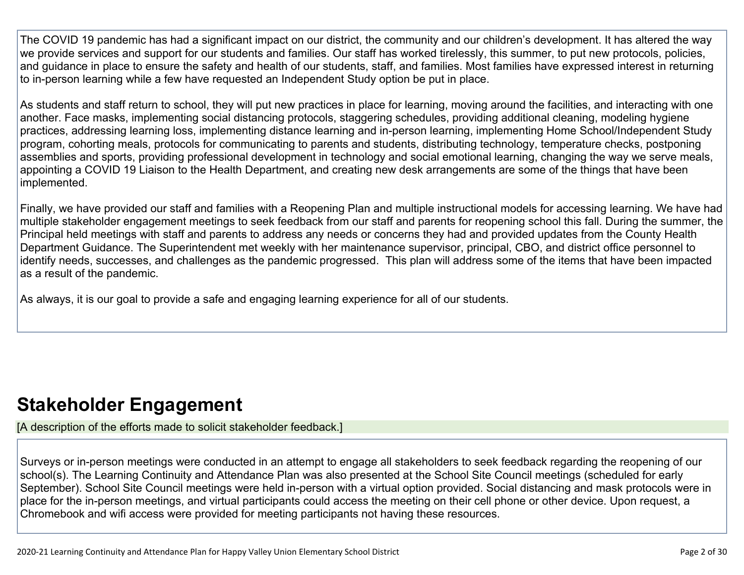The COVID 19 pandemic has had a significant impact on our district, the community and our children's development. It has altered the way we provide services and support for our students and families. Our staff has worked tirelessly, this summer, to put new protocols, policies, and guidance in place to ensure the safety and health of our students, staff, and families. Most families have expressed interest in returning to in-person learning while a few have requested an Independent Study option be put in place.

As students and staff return to school, they will put new practices in place for learning, moving around the facilities, and interacting with one another. Face masks, implementing social distancing protocols, staggering schedules, providing additional cleaning, modeling hygiene practices, addressing learning loss, implementing distance learning and in-person learning, implementing Home School/Independent Study program, cohorting meals, protocols for communicating to parents and students, distributing technology, temperature checks, postponing assemblies and sports, providing professional development in technology and social emotional learning, changing the way we serve meals, appointing a COVID 19 Liaison to the Health Department, and creating new desk arrangements are some of the things that have been implemented.

Finally, we have provided our staff and families with a Reopening Plan and multiple instructional models for accessing learning. We have had multiple stakeholder engagement meetings to seek feedback from our staff and parents for reopening school this fall. During the summer, the Principal held meetings with staff and parents to address any needs or concerns they had and provided updates from the County Health Department Guidance. The Superintendent met weekly with her maintenance supervisor, principal, CBO, and district office personnel to identify needs, successes, and challenges as the pandemic progressed. This plan will address some of the items that have been impacted as a result of the pandemic.

As always, it is our goal to provide a safe and engaging learning experience for all of our students.

## Stakeholder Engagement

[A description of the efforts made to solicit stakeholder feedback.]

Surveys or in-person meetings were conducted in an attempt to engage all stakeholders to seek feedback regarding the reopening of our school(s). The Learning Continuity and Attendance Plan was also presented at the School Site Council meetings (scheduled for early September). School Site Council meetings were held in-person with a virtual option provided. Social distancing and mask protocols were in place for the in-person meetings, and virtual participants could access the meeting on their cell phone or other device. Upon request, a Chromebook and wifi access were provided for meeting participants not having these resources.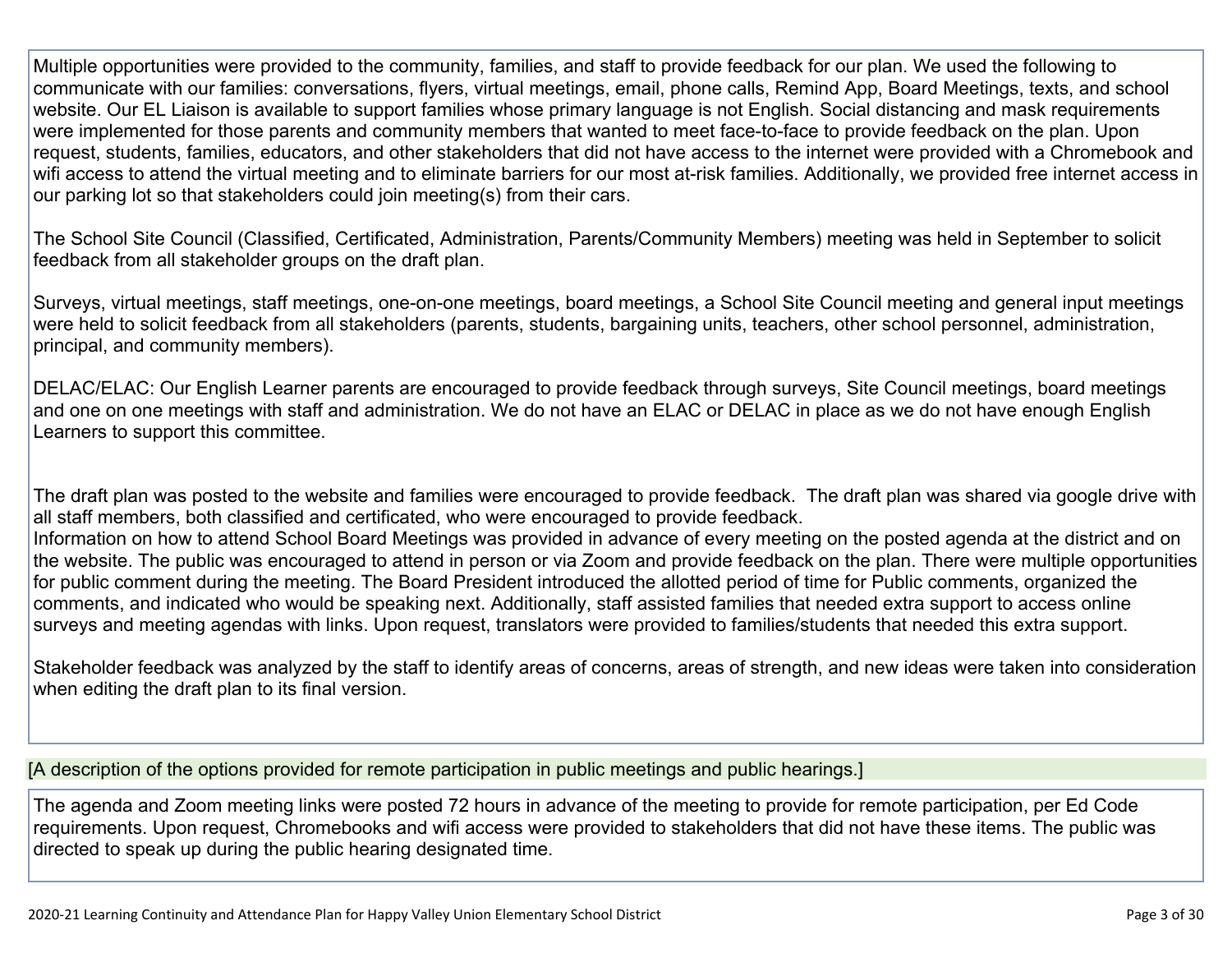Multiple opportunities were provided to the community, families, and staff to provide feedback for our plan. We used the following to communicate with our families: conversations, flyers, virtual meetings, email, phone calls, Remind App, Board Meetings, texts, and school website. Our EL Liaison is available to support families whose primary language is not English. Social distancing and mask requirements were implemented for those parents and community members that wanted to meet face-to-face to provide feedback on the plan. Upon request, students, families, educators, and other stakeholders that did not have access to the internet were provided with a Chromebook and wifi access to attend the virtual meeting and to eliminate barriers for our most at-risk families. Additionally, we provided free internet access in our parking lot so that stakeholders could join meeting(s) from their cars.

The School Site Council (Classified, Certificated, Administration, Parents/Community Members) meeting was held in September to solicit feedback from all stakeholder groups on the draft plan.

Surveys, virtual meetings, staff meetings, one-on-one meetings, board meetings, a School Site Council meeting and general input meetings were held to solicit feedback from all stakeholders (parents, students, bargaining units, teachers, other school personnel, administration, principal, and community members).

DELAC/ELAC: Our English Learner parents are encouraged to provide feedback through surveys, Site Council meetings, board meetings and one on one meetings with staff and administration. We do not have an ELAC or DELAC in place as we do not have enough English Learners to support this committee.

The draft plan was posted to the website and families were encouraged to provide feedback. The draft plan was shared via google drive with all staff members, both classified and certificated, who were encouraged to provide feedback.
Information on how to attend School Board Meetings was provided in advance of every meeting on the posted agenda at the district and on the website. The public was encouraged to attend in person or via Zoom and provide feedback on the plan. There were multiple opportunities for public comment during the meeting. The Board President introduced the allotted period of time for Public comments, organized the comments, and indicated who would be speaking next. Additionally, staff assisted families that needed extra support to access online surveys and meeting agendas with links. Upon request, translators were provided to families/students that needed this extra support.

Stakeholder feedback was analyzed by the staff to identify areas of concerns, areas of strength, and new ideas were taken into consideration when editing the draft plan to its final version.

[A description of the options provided for remote participation in public meetings and public hearings.]

The agenda and Zoom meeting links were posted 72 hours in advance of the meeting to provide for remote participation, per Ed Code requirements. Upon request, Chromebooks and wifi access were provided to stakeholders that did not have these items. The public was directed to speak up during the public hearing designated time.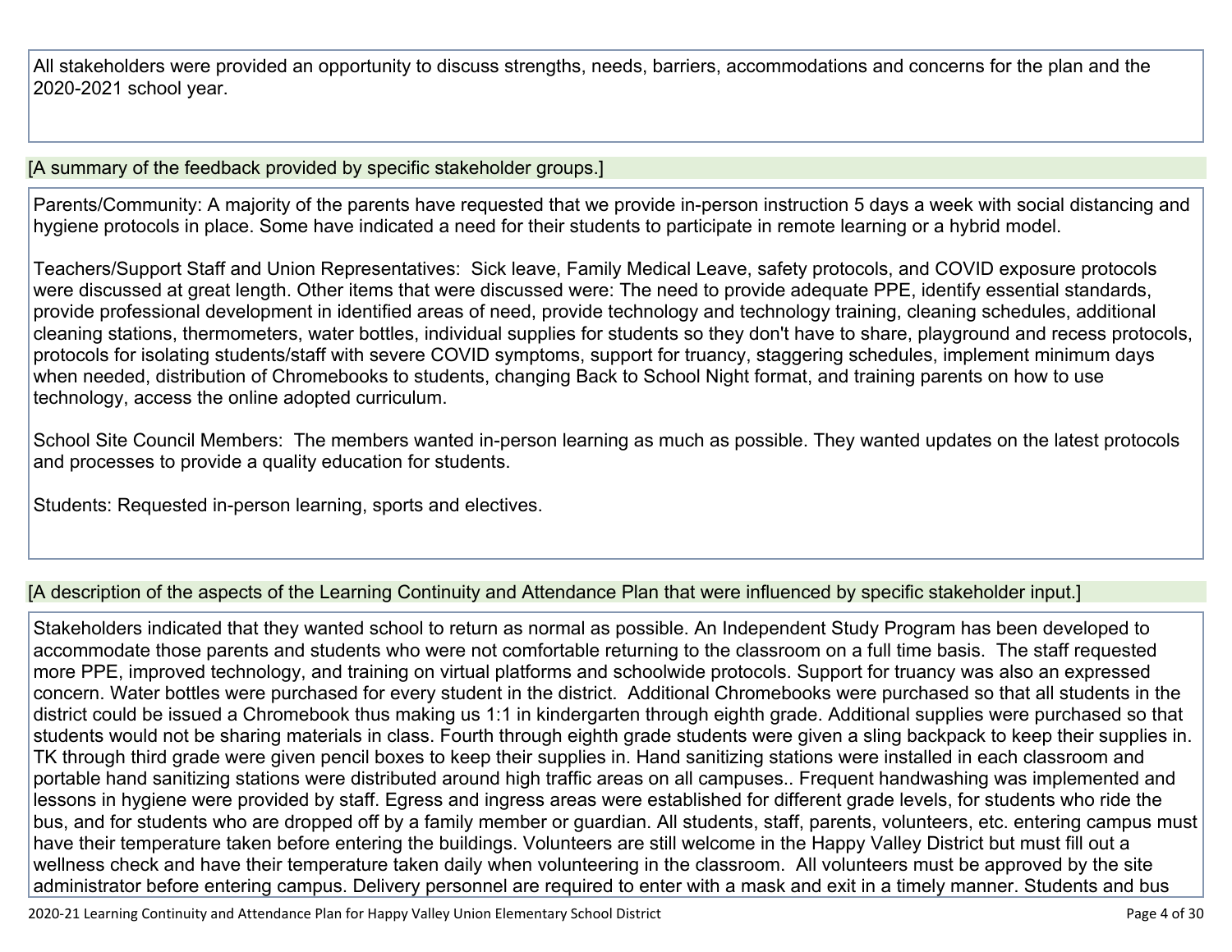All stakeholders were provided an opportunity to discuss strengths, needs, barriers, accommodations and concerns for the plan and the 2020-2021 school year.

[A summary of the feedback provided by specific stakeholder groups.]

Parents/Community: A majority of the parents have requested that we provide in-person instruction 5 days a week with social distancing and hygiene protocols in place. Some have indicated a need for their students to participate in remote learning or a hybrid model.

Teachers/Support Staff and Union Representatives: Sick leave, Family Medical Leave, safety protocols, and COVID exposure protocols were discussed at great length. Other items that were discussed were: The need to provide adequate PPE, identify essential standards, provide professional development in identified areas of need, provide technology and technology training, cleaning schedules, additional cleaning stations, thermometers, water bottles, individual supplies for students so they don't have to share, playground and recess protocols, protocols for isolating students/staff with severe COVID symptoms, support for truancy, staggering schedules, implement minimum days when needed, distribution of Chromebooks to students, changing Back to School Night format, and training parents on how to use technology, access the online adopted curriculum.

School Site Council Members: The members wanted in-person learning as much as possible. They wanted updates on the latest protocols and processes to provide a quality education for students.

Students: Requested in-person learning, sports and electives.

[A description of the aspects of the Learning Continuity and Attendance Plan that were influenced by specific stakeholder input.]

Stakeholders indicated that they wanted school to return as normal as possible. An Independent Study Program has been developed to accommodate those parents and students who were not comfortable returning to the classroom on a full time basis. The staff requested more PPE, improved technology, and training on virtual platforms and schoolwide protocols. Support for truancy was also an expressed concern. Water bottles were purchased for every student in the district. Additional Chromebooks were purchased so that all students in the district could be issued a Chromebook thus making us 1:1 in kindergarten through eighth grade. Additional supplies were purchased so that students would not be sharing materials in class. Fourth through eighth grade students were given a sling backpack to keep their supplies in. TK through third grade were given pencil boxes to keep their supplies in. Hand sanitizing stations were installed in each classroom and portable hand sanitizing stations were distributed around high traffic areas on all campuses.. Frequent handwashing was implemented and lessons in hygiene were provided by staff. Egress and ingress areas were established for different grade levels, for students who ride the bus, and for students who are dropped off by a family member or guardian. All students, staff, parents, volunteers, etc. entering campus must have their temperature taken before entering the buildings. Volunteers are still welcome in the Happy Valley District but must fill out a wellness check and have their temperature taken daily when volunteering in the classroom. All volunteers must be approved by the site administrator before entering campus. Delivery personnel are required to enter with a mask and exit in a timely manner. Students and bus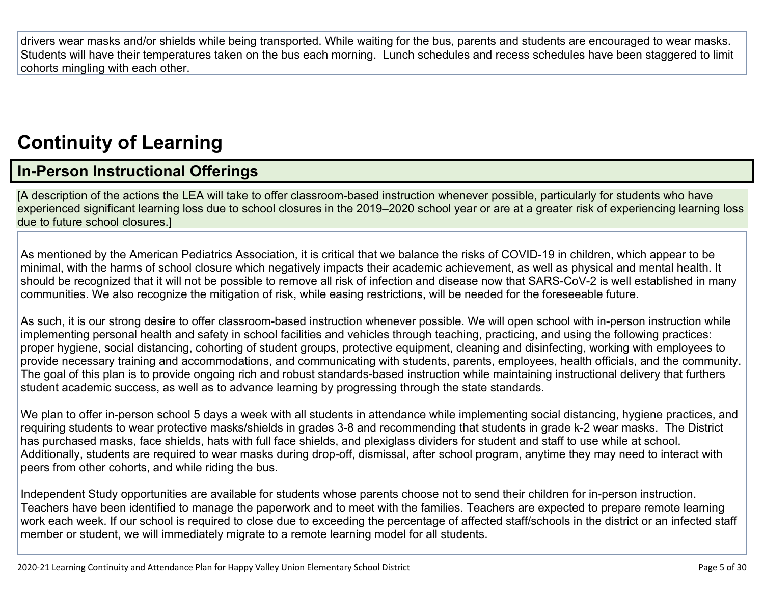drivers wear masks and/or shields while being transported. While waiting for the bus, parents and students are encouraged to wear masks. Students will have their temperatures taken on the bus each morning. Lunch schedules and recess schedules have been staggered to limit cohorts mingling with each other.

# Continuity of Learning

## In-Person Instructional Offerings

[A description of the actions the LEA will take to offer classroom-based instruction whenever possible, particularly for students who have experienced significant learning loss due to school closures in the 2019–2020 school year or are at a greater risk of experiencing learning loss due to future school closures.]

As mentioned by the American Pediatrics Association, it is critical that we balance the risks of COVID-19 in children, which appear to be minimal, with the harms of school closure which negatively impacts their academic achievement, as well as physical and mental health. It should be recognized that it will not be possible to remove all risk of infection and disease now that SARS-CoV-2 is well established in many communities. We also recognize the mitigation of risk, while easing restrictions, will be needed for the foreseeable future.

As such, it is our strong desire to offer classroom-based instruction whenever possible. We will open school with in-person instruction while implementing personal health and safety in school facilities and vehicles through teaching, practicing, and using the following practices: proper hygiene, social distancing, cohorting of student groups, protective equipment, cleaning and disinfecting, working with employees to provide necessary training and accommodations, and communicating with students, parents, employees, health officials, and the community. The goal of this plan is to provide ongoing rich and robust standards-based instruction while maintaining instructional delivery that furthers student academic success, as well as to advance learning by progressing through the state standards.

We plan to offer in-person school 5 days a week with all students in attendance while implementing social distancing, hygiene practices, and requiring students to wear protective masks/shields in grades 3-8 and recommending that students in grade k-2 wear masks. The District has purchased masks, face shields, hats with full face shields, and plexiglass dividers for student and staff to use while at school. Additionally, students are required to wear masks during drop-off, dismissal, after school program, anytime they may need to interact with peers from other cohorts, and while riding the bus.

Independent Study opportunities are available for students whose parents choose not to send their children for in-person instruction. Teachers have been identified to manage the paperwork and to meet with the families. Teachers are expected to prepare remote learning work each week. If our school is required to close due to exceeding the percentage of affected staff/schools in the district or an infected staff member or student, we will immediately migrate to a remote learning model for all students.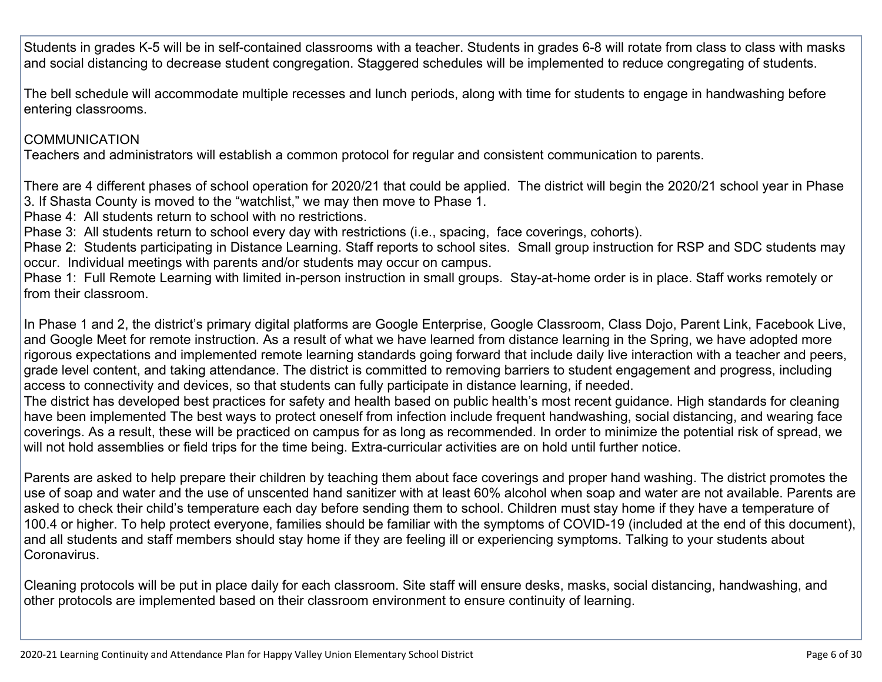Students in grades K-5 will be in self-contained classrooms with a teacher. Students in grades 6-8 will rotate from class to class with masks and social distancing to decrease student congregation. Staggered schedules will be implemented to reduce congregating of students.

The bell schedule will accommodate multiple recesses and lunch periods, along with time for students to engage in handwashing before entering classrooms.

COMMUNICATION
Teachers and administrators will establish a common protocol for regular and consistent communication to parents.

There are 4 different phases of school operation for 2020/21 that could be applied. The district will begin the 2020/21 school year in Phase 3. If Shasta County is moved to the "watchlist," we may then move to Phase 1.
Phase 4: All students return to school with no restrictions.
Phase 3: All students return to school every day with restrictions (i.e., spacing, face coverings, cohorts).
Phase 2: Students participating in Distance Learning. Staff reports to school sites. Small group instruction for RSP and SDC students may occur. Individual meetings with parents and/or students may occur on campus.
Phase 1: Full Remote Learning with limited in-person instruction in small groups. Stay-at-home order is in place. Staff works remotely or from their classroom.

In Phase 1 and 2, the district's primary digital platforms are Google Enterprise, Google Classroom, Class Dojo, Parent Link, Facebook Live, and Google Meet for remote instruction. As a result of what we have learned from distance learning in the Spring, we have adopted more rigorous expectations and implemented remote learning standards going forward that include daily live interaction with a teacher and peers, grade level content, and taking attendance. The district is committed to removing barriers to student engagement and progress, including access to connectivity and devices, so that students can fully participate in distance learning, if needed.
The district has developed best practices for safety and health based on public health's most recent guidance. High standards for cleaning have been implemented The best ways to protect oneself from infection include frequent handwashing, social distancing, and wearing face coverings. As a result, these will be practiced on campus for as long as recommended. In order to minimize the potential risk of spread, we will not hold assemblies or field trips for the time being. Extra-curricular activities are on hold until further notice.

Parents are asked to help prepare their children by teaching them about face coverings and proper hand washing. The district promotes the use of soap and water and the use of unscented hand sanitizer with at least 60% alcohol when soap and water are not available. Parents are asked to check their child's temperature each day before sending them to school. Children must stay home if they have a temperature of 100.4 or higher. To help protect everyone, families should be familiar with the symptoms of COVID-19 (included at the end of this document), and all students and staff members should stay home if they are feeling ill or experiencing symptoms. Talking to your students about Coronavirus.

Cleaning protocols will be put in place daily for each classroom. Site staff will ensure desks, masks, social distancing, handwashing, and other protocols are implemented based on their classroom environment to ensure continuity of learning.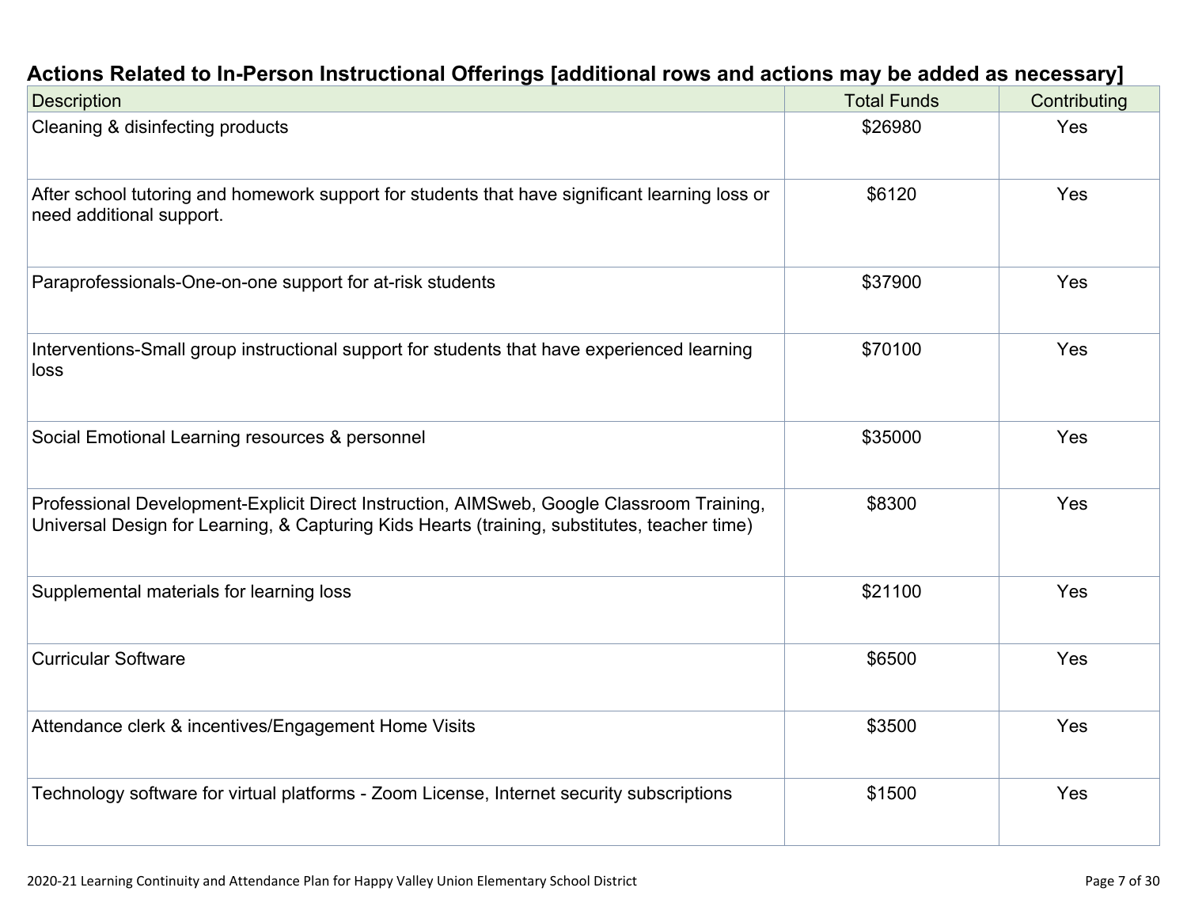## Actions Related to In-Person Instructional Offerings [additional rows and actions may be added as necessary]

| Description | Total Funds | Contributing |
|---|---|---|
| Cleaning & disinfecting products | $26980 | Yes |
| After school tutoring and homework support for students that have significant learning loss or need additional support. | $6120 | Yes |
| Paraprofessionals-One-on-one support for at-risk students | $37900 | Yes |
| Interventions-Small group instructional support for students that have experienced learning loss | $70100 | Yes |
| Social Emotional Learning resources & personnel | $35000 | Yes |
| Professional Development-Explicit Direct Instruction, AIMSweb, Google Classroom Training, Universal Design for Learning, & Capturing Kids Hearts (training, substitutes, teacher time) | $8300 | Yes |
| Supplemental materials for learning loss | $21100 | Yes |
| Curricular Software | $6500 | Yes |
| Attendance clerk & incentives/Engagement Home Visits | $3500 | Yes |
| Technology software for virtual platforms - Zoom License, Internet security subscriptions | $1500 | Yes |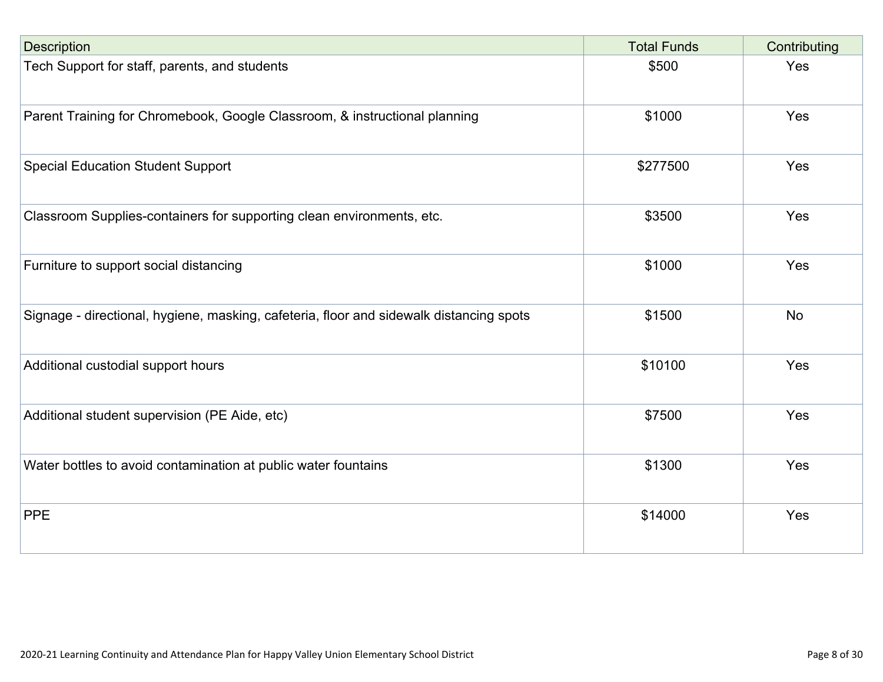| Description | Total Funds | Contributing |
| --- | --- | --- |
| Tech Support for staff, parents, and students | $500 | Yes |
| Parent Training for Chromebook, Google Classroom, & instructional planning | $1000 | Yes |
| Special Education Student Support | $277500 | Yes |
| Classroom Supplies-containers for supporting clean environments, etc. | $3500 | Yes |
| Furniture to support social distancing | $1000 | Yes |
| Signage - directional, hygiene, masking, cafeteria, floor and sidewalk distancing spots | $1500 | No |
| Additional custodial support hours | $10100 | Yes |
| Additional student supervision (PE Aide, etc) | $7500 | Yes |
| Water bottles to avoid contamination at public water fountains | $1300 | Yes |
| PPE | $14000 | Yes |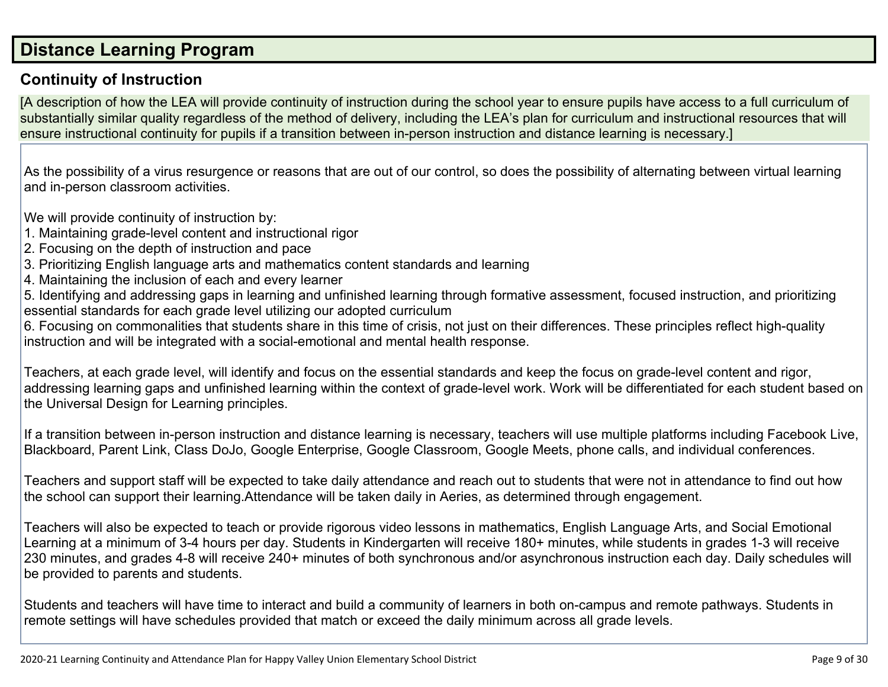## Distance Learning Program

### Continuity of Instruction

[A description of how the LEA will provide continuity of instruction during the school year to ensure pupils have access to a full curriculum of substantially similar quality regardless of the method of delivery, including the LEA's plan for curriculum and instructional resources that will ensure instructional continuity for pupils if a transition between in-person instruction and distance learning is necessary.]

As the possibility of a virus resurgence or reasons that are out of our control, so does the possibility of alternating between virtual learning and in-person classroom activities.

We will provide continuity of instruction by:
1. Maintaining grade-level content and instructional rigor
2. Focusing on the depth of instruction and pace
3. Prioritizing English language arts and mathematics content standards and learning
4. Maintaining the inclusion of each and every learner
5. Identifying and addressing gaps in learning and unfinished learning through formative assessment, focused instruction, and prioritizing essential standards for each grade level utilizing our adopted curriculum
6. Focusing on commonalities that students share in this time of crisis, not just on their differences. These principles reflect high-quality instruction and will be integrated with a social-emotional and mental health response.

Teachers, at each grade level, will identify and focus on the essential standards and keep the focus on grade-level content and rigor, addressing learning gaps and unfinished learning within the context of grade-level work. Work will be differentiated for each student based on the Universal Design for Learning principles.

If a transition between in-person instruction and distance learning is necessary, teachers will use multiple platforms including Facebook Live, Blackboard, Parent Link, Class DoJo, Google Enterprise, Google Classroom, Google Meets, phone calls, and individual conferences.

Teachers and support staff will be expected to take daily attendance and reach out to students that were not in attendance to find out how the school can support their learning.Attendance will be taken daily in Aeries, as determined through engagement.

Teachers will also be expected to teach or provide rigorous video lessons in mathematics, English Language Arts, and Social Emotional Learning at a minimum of 3-4 hours per day. Students in Kindergarten will receive 180+ minutes, while students in grades 1-3 will receive 230 minutes, and grades 4-8 will receive 240+ minutes of both synchronous and/or asynchronous instruction each day. Daily schedules will be provided to parents and students.

Students and teachers will have time to interact and build a community of learners in both on-campus and remote pathways. Students in remote settings will have schedules provided that match or exceed the daily minimum across all grade levels.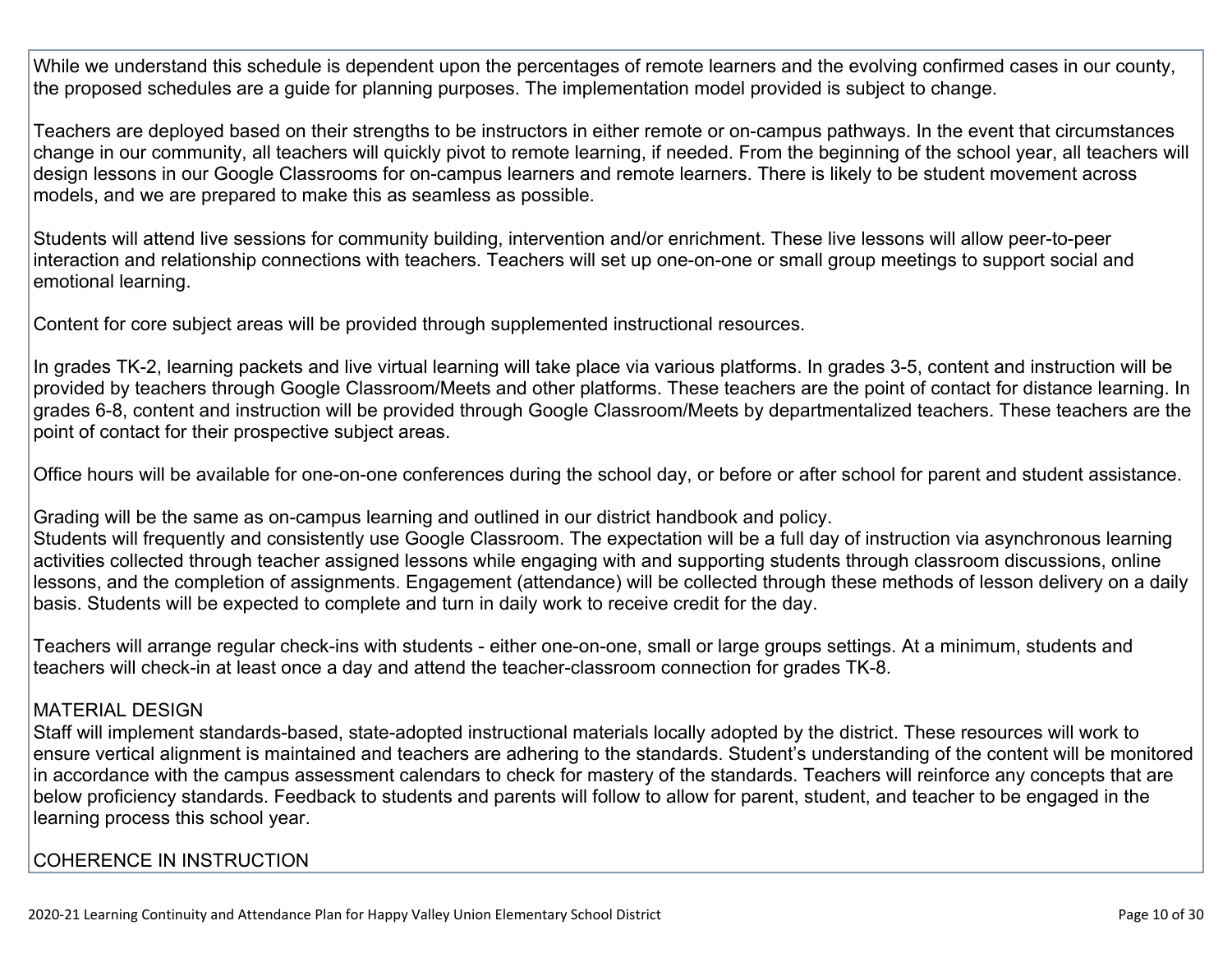While we understand this schedule is dependent upon the percentages of remote learners and the evolving confirmed cases in our county, the proposed schedules are a guide for planning purposes. The implementation model provided is subject to change.

Teachers are deployed based on their strengths to be instructors in either remote or on-campus pathways. In the event that circumstances change in our community, all teachers will quickly pivot to remote learning, if needed. From the beginning of the school year, all teachers will design lessons in our Google Classrooms for on-campus learners and remote learners. There is likely to be student movement across models, and we are prepared to make this as seamless as possible.

Students will attend live sessions for community building, intervention and/or enrichment. These live lessons will allow peer-to-peer interaction and relationship connections with teachers. Teachers will set up one-on-one or small group meetings to support social and emotional learning.

Content for core subject areas will be provided through supplemented instructional resources.

In grades TK-2, learning packets and live virtual learning will take place via various platforms. In grades 3-5, content and instruction will be provided by teachers through Google Classroom/Meets and other platforms. These teachers are the point of contact for distance learning. In grades 6-8, content and instruction will be provided through Google Classroom/Meets by departmentalized teachers. These teachers are the point of contact for their prospective subject areas.

Office hours will be available for one-on-one conferences during the school day, or before or after school for parent and student assistance.

Grading will be the same as on-campus learning and outlined in our district handbook and policy.
Students will frequently and consistently use Google Classroom. The expectation will be a full day of instruction via asynchronous learning activities collected through teacher assigned lessons while engaging with and supporting students through classroom discussions, online lessons, and the completion of assignments. Engagement (attendance) will be collected through these methods of lesson delivery on a daily basis. Students will be expected to complete and turn in daily work to receive credit for the day.

Teachers will arrange regular check-ins with students - either one-on-one, small or large groups settings. At a minimum, students and teachers will check-in at least once a day and attend the teacher-classroom connection for grades TK-8.

MATERIAL DESIGN
Staff will implement standards-based, state-adopted instructional materials locally adopted by the district. These resources will work to ensure vertical alignment is maintained and teachers are adhering to the standards. Student's understanding of the content will be monitored in accordance with the campus assessment calendars to check for mastery of the standards. Teachers will reinforce any concepts that are below proficiency standards. Feedback to students and parents will follow to allow for parent, student, and teacher to be engaged in the learning process this school year.

COHERENCE IN INSTRUCTION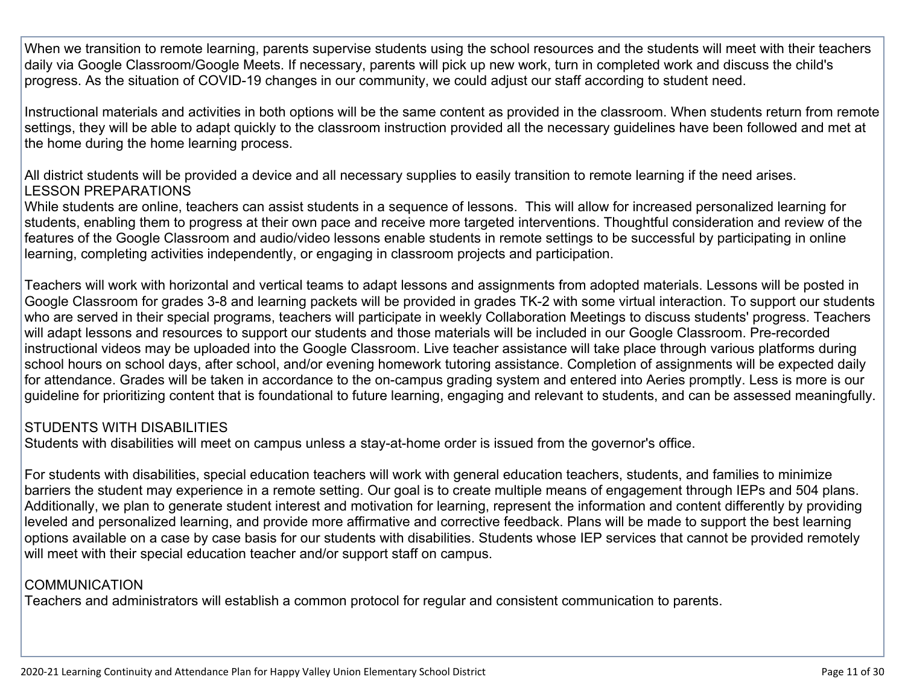When we transition to remote learning, parents supervise students using the school resources and the students will meet with their teachers daily via Google Classroom/Google Meets. If necessary, parents will pick up new work, turn in completed work and discuss the child's progress. As the situation of COVID-19 changes in our community, we could adjust our staff according to student need.

Instructional materials and activities in both options will be the same content as provided in the classroom. When students return from remote settings, they will be able to adapt quickly to the classroom instruction provided all the necessary guidelines have been followed and met at the home during the home learning process.

All district students will be provided a device and all necessary supplies to easily transition to remote learning if the need arises.
LESSON PREPARATIONS
While students are online, teachers can assist students in a sequence of lessons. This will allow for increased personalized learning for students, enabling them to progress at their own pace and receive more targeted interventions. Thoughtful consideration and review of the features of the Google Classroom and audio/video lessons enable students in remote settings to be successful by participating in online learning, completing activities independently, or engaging in classroom projects and participation.

Teachers will work with horizontal and vertical teams to adapt lessons and assignments from adopted materials. Lessons will be posted in Google Classroom for grades 3-8 and learning packets will be provided in grades TK-2 with some virtual interaction. To support our students who are served in their special programs, teachers will participate in weekly Collaboration Meetings to discuss students' progress. Teachers will adapt lessons and resources to support our students and those materials will be included in our Google Classroom. Pre-recorded instructional videos may be uploaded into the Google Classroom. Live teacher assistance will take place through various platforms during school hours on school days, after school, and/or evening homework tutoring assistance. Completion of assignments will be expected daily for attendance. Grades will be taken in accordance to the on-campus grading system and entered into Aeries promptly. Less is more is our guideline for prioritizing content that is foundational to future learning, engaging and relevant to students, and can be assessed meaningfully.

STUDENTS WITH DISABILITIES
Students with disabilities will meet on campus unless a stay-at-home order is issued from the governor's office.

For students with disabilities, special education teachers will work with general education teachers, students, and families to minimize barriers the student may experience in a remote setting. Our goal is to create multiple means of engagement through IEPs and 504 plans. Additionally, we plan to generate student interest and motivation for learning, represent the information and content differently by providing leveled and personalized learning, and provide more affirmative and corrective feedback. Plans will be made to support the best learning options available on a case by case basis for our students with disabilities. Students whose IEP services that cannot be provided remotely will meet with their special education teacher and/or support staff on campus.

COMMUNICATION
Teachers and administrators will establish a common protocol for regular and consistent communication to parents.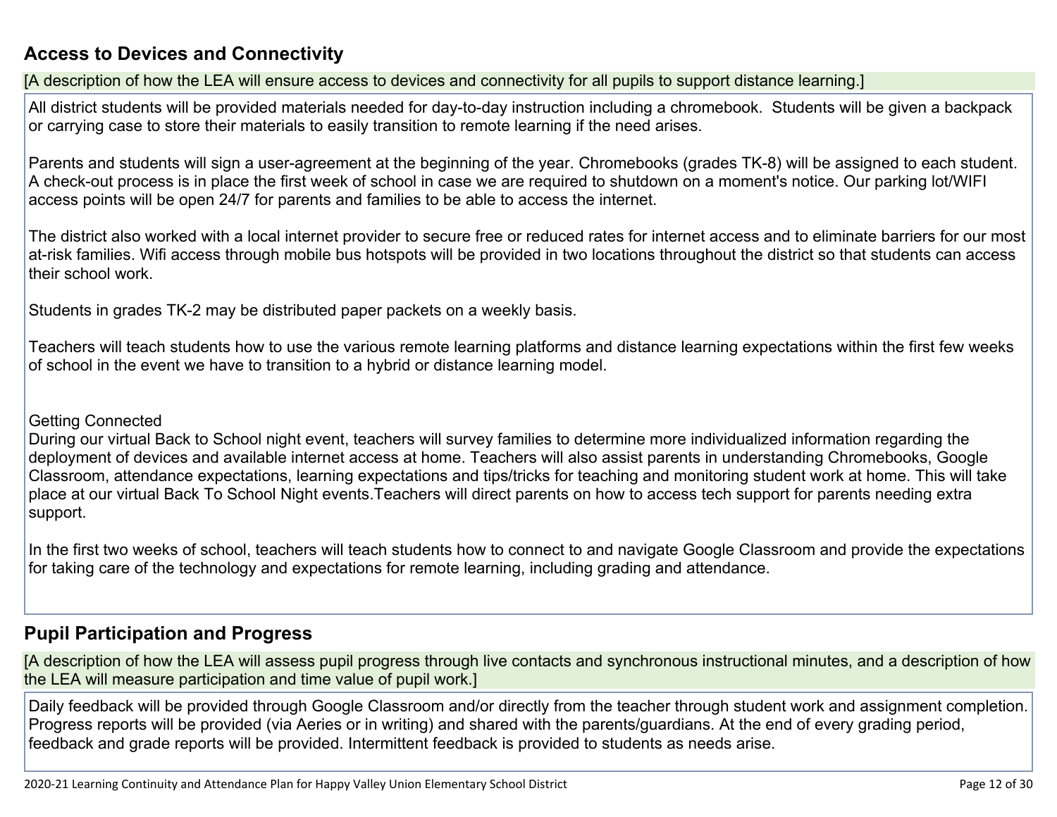## Access to Devices and Connectivity

[A description of how the LEA will ensure access to devices and connectivity for all pupils to support distance learning.]

All district students will be provided materials needed for day-to-day instruction including a chromebook. Students will be given a backpack or carrying case to store their materials to easily transition to remote learning if the need arises.

Parents and students will sign a user-agreement at the beginning of the year. Chromebooks (grades TK-8) will be assigned to each student. A check-out process is in place the first week of school in case we are required to shutdown on a moment's notice. Our parking lot/WIFI access points will be open 24/7 for parents and families to be able to access the internet.

The district also worked with a local internet provider to secure free or reduced rates for internet access and to eliminate barriers for our most at-risk families. Wifi access through mobile bus hotspots will be provided in two locations throughout the district so that students can access their school work.

Students in grades TK-2 may be distributed paper packets on a weekly basis.

Teachers will teach students how to use the various remote learning platforms and distance learning expectations within the first few weeks of school in the event we have to transition to a hybrid or distance learning model.

Getting Connected
During our virtual Back to School night event, teachers will survey families to determine more individualized information regarding the deployment of devices and available internet access at home. Teachers will also assist parents in understanding Chromebooks, Google Classroom, attendance expectations, learning expectations and tips/tricks for teaching and monitoring student work at home. This will take place at our virtual Back To School Night events.Teachers will direct parents on how to access tech support for parents needing extra support.

In the first two weeks of school, teachers will teach students how to connect to and navigate Google Classroom and provide the expectations for taking care of the technology and expectations for remote learning, including grading and attendance.

## Pupil Participation and Progress

[A description of how the LEA will assess pupil progress through live contacts and synchronous instructional minutes, and a description of how the LEA will measure participation and time value of pupil work.]

Daily feedback will be provided through Google Classroom and/or directly from the teacher through student work and assignment completion. Progress reports will be provided (via Aeries or in writing) and shared with the parents/guardians. At the end of every grading period, feedback and grade reports will be provided. Intermittent feedback is provided to students as needs arise.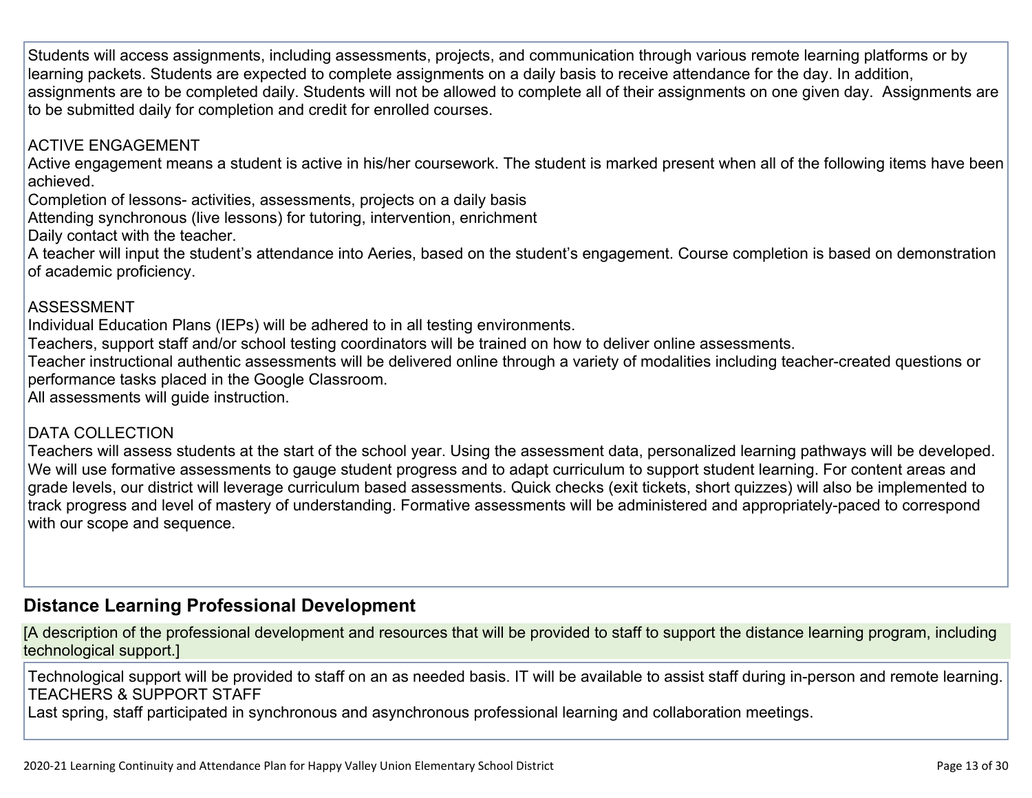Students will access assignments, including assessments, projects, and communication through various remote learning platforms or by learning packets. Students are expected to complete assignments on a daily basis to receive attendance for the day. In addition, assignments are to be completed daily. Students will not be allowed to complete all of their assignments on one given day. Assignments are to be submitted daily for completion and credit for enrolled courses.

ACTIVE ENGAGEMENT
Active engagement means a student is active in his/her coursework. The student is marked present when all of the following items have been achieved.
Completion of lessons- activities, assessments, projects on a daily basis
Attending synchronous (live lessons) for tutoring, intervention, enrichment
Daily contact with the teacher.
A teacher will input the student's attendance into Aeries, based on the student's engagement. Course completion is based on demonstration of academic proficiency.

ASSESSMENT
Individual Education Plans (IEPs) will be adhered to in all testing environments.
Teachers, support staff and/or school testing coordinators will be trained on how to deliver online assessments.
Teacher instructional authentic assessments will be delivered online through a variety of modalities including teacher-created questions or performance tasks placed in the Google Classroom.
All assessments will guide instruction.

DATA COLLECTION
Teachers will assess students at the start of the school year. Using the assessment data, personalized learning pathways will be developed. We will use formative assessments to gauge student progress and to adapt curriculum to support student learning. For content areas and grade levels, our district will leverage curriculum based assessments. Quick checks (exit tickets, short quizzes) will also be implemented to track progress and level of mastery of understanding. Formative assessments will be administered and appropriately-paced to correspond with our scope and sequence.

## Distance Learning Professional Development

[A description of the professional development and resources that will be provided to staff to support the distance learning program, including technological support.]

Technological support will be provided to staff on an as needed basis. IT will be available to assist staff during in-person and remote learning.
TEACHERS & SUPPORT STAFF
Last spring, staff participated in synchronous and asynchronous professional learning and collaboration meetings.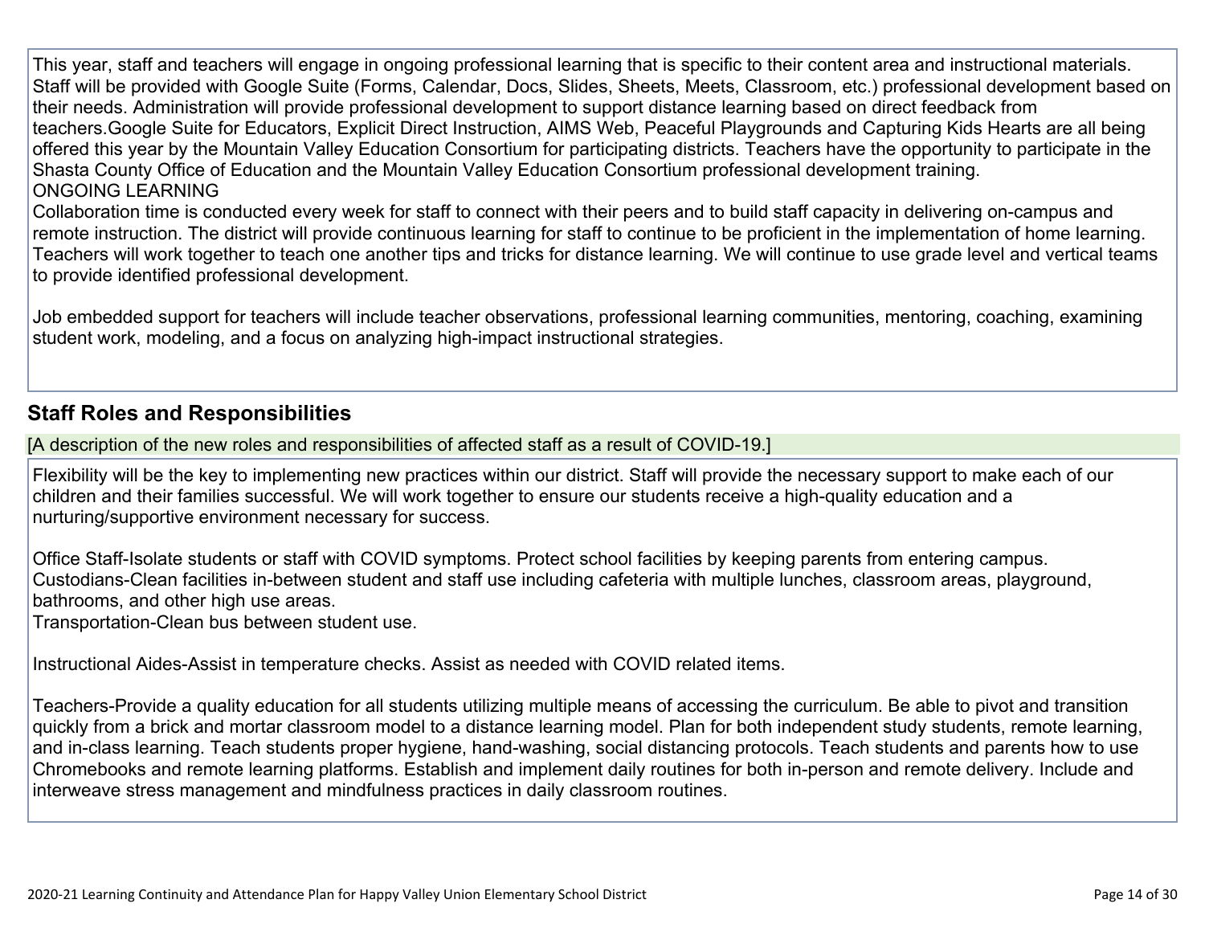This year, staff and teachers will engage in ongoing professional learning that is specific to their content area and instructional materials. Staff will be provided with Google Suite (Forms, Calendar, Docs, Slides, Sheets, Meets, Classroom, etc.) professional development based on their needs. Administration will provide professional development to support distance learning based on direct feedback from teachers.Google Suite for Educators, Explicit Direct Instruction, AIMS Web, Peaceful Playgrounds and Capturing Kids Hearts are all being offered this year by the Mountain Valley Education Consortium for participating districts. Teachers have the opportunity to participate in the Shasta County Office of Education and the Mountain Valley Education Consortium professional development training.
ONGOING LEARNING
Collaboration time is conducted every week for staff to connect with their peers and to build staff capacity in delivering on-campus and remote instruction. The district will provide continuous learning for staff to continue to be proficient in the implementation of home learning. Teachers will work together to teach one another tips and tricks for distance learning. We will continue to use grade level and vertical teams to provide identified professional development.

Job embedded support for teachers will include teacher observations, professional learning communities, mentoring, coaching, examining student work, modeling, and a focus on analyzing high-impact instructional strategies.

## Staff Roles and Responsibilities

[A description of the new roles and responsibilities of affected staff as a result of COVID-19.]

Flexibility will be the key to implementing new practices within our district. Staff will provide the necessary support to make each of our children and their families successful. We will work together to ensure our students receive a high-quality education and a nurturing/supportive environment necessary for success.

Office Staff-Isolate students or staff with COVID symptoms. Protect school facilities by keeping parents from entering campus.
Custodians-Clean facilities in-between student and staff use including cafeteria with multiple lunches, classroom areas, playground, bathrooms, and other high use areas.
Transportation-Clean bus between student use.

Instructional Aides-Assist in temperature checks. Assist as needed with COVID related items.

Teachers-Provide a quality education for all students utilizing multiple means of accessing the curriculum. Be able to pivot and transition quickly from a brick and mortar classroom model to a distance learning model. Plan for both independent study students, remote learning, and in-class learning. Teach students proper hygiene, hand-washing, social distancing protocols. Teach students and parents how to use Chromebooks and remote learning platforms. Establish and implement daily routines for both in-person and remote delivery. Include and interweave stress management and mindfulness practices in daily classroom routines.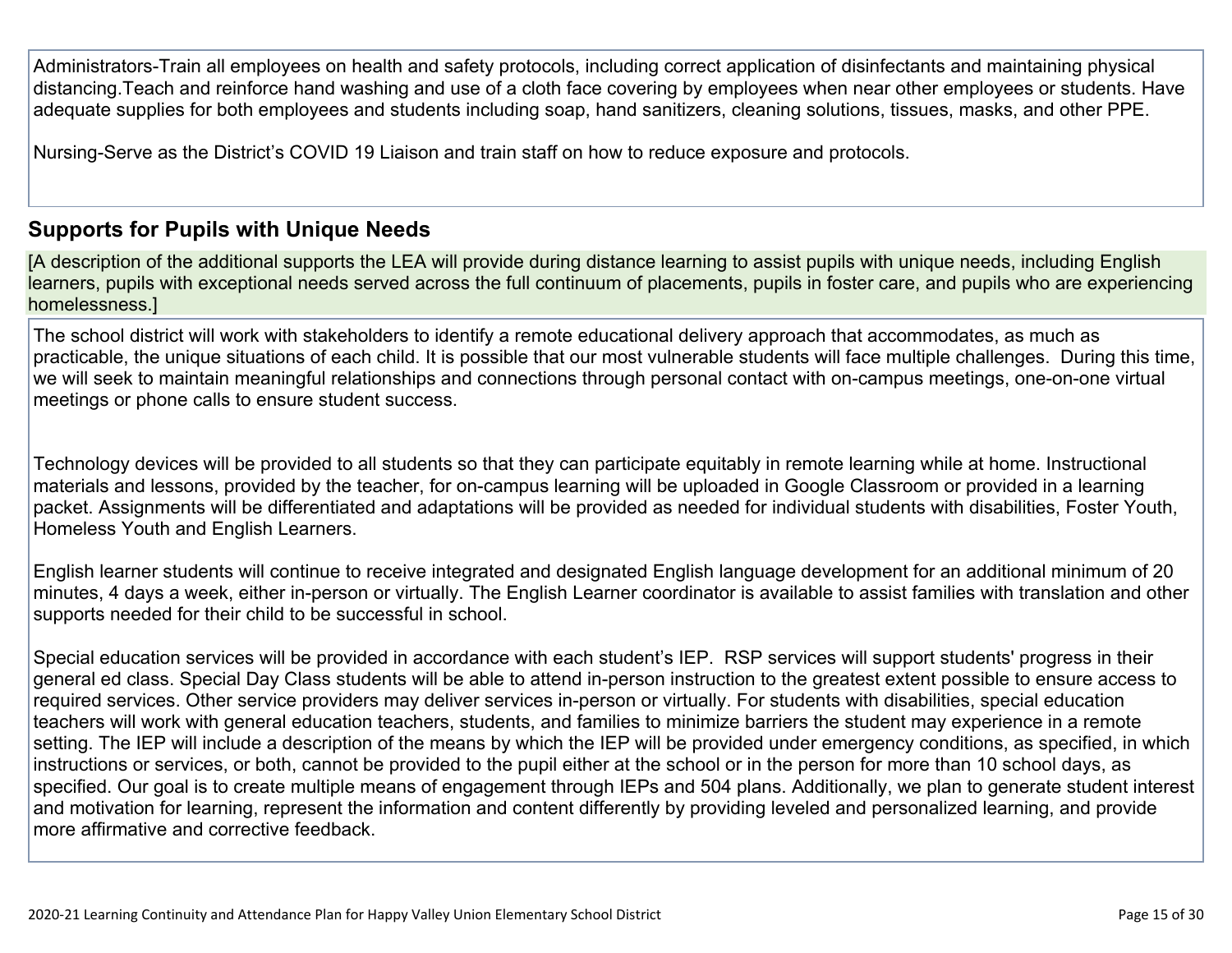Administrators-Train all employees on health and safety protocols, including correct application of disinfectants and maintaining physical distancing.Teach and reinforce hand washing and use of a cloth face covering by employees when near other employees or students. Have adequate supplies for both employees and students including soap, hand sanitizers, cleaning solutions, tissues, masks, and other PPE.

Nursing-Serve as the District's COVID 19 Liaison and train staff on how to reduce exposure and protocols.

## Supports for Pupils with Unique Needs

[A description of the additional supports the LEA will provide during distance learning to assist pupils with unique needs, including English learners, pupils with exceptional needs served across the full continuum of placements, pupils in foster care, and pupils who are experiencing homelessness.]

The school district will work with stakeholders to identify a remote educational delivery approach that accommodates, as much as practicable, the unique situations of each child. It is possible that our most vulnerable students will face multiple challenges. During this time, we will seek to maintain meaningful relationships and connections through personal contact with on-campus meetings, one-on-one virtual meetings or phone calls to ensure student success.

Technology devices will be provided to all students so that they can participate equitably in remote learning while at home. Instructional materials and lessons, provided by the teacher, for on-campus learning will be uploaded in Google Classroom or provided in a learning packet. Assignments will be differentiated and adaptations will be provided as needed for individual students with disabilities, Foster Youth, Homeless Youth and English Learners.

English learner students will continue to receive integrated and designated English language development for an additional minimum of 20 minutes, 4 days a week, either in-person or virtually. The English Learner coordinator is available to assist families with translation and other supports needed for their child to be successful in school.

Special education services will be provided in accordance with each student's IEP. RSP services will support students' progress in their general ed class. Special Day Class students will be able to attend in-person instruction to the greatest extent possible to ensure access to required services. Other service providers may deliver services in-person or virtually. For students with disabilities, special education teachers will work with general education teachers, students, and families to minimize barriers the student may experience in a remote setting. The IEP will include a description of the means by which the IEP will be provided under emergency conditions, as specified, in which instructions or services, or both, cannot be provided to the pupil either at the school or in the person for more than 10 school days, as specified. Our goal is to create multiple means of engagement through IEPs and 504 plans. Additionally, we plan to generate student interest and motivation for learning, represent the information and content differently by providing leveled and personalized learning, and provide more affirmative and corrective feedback.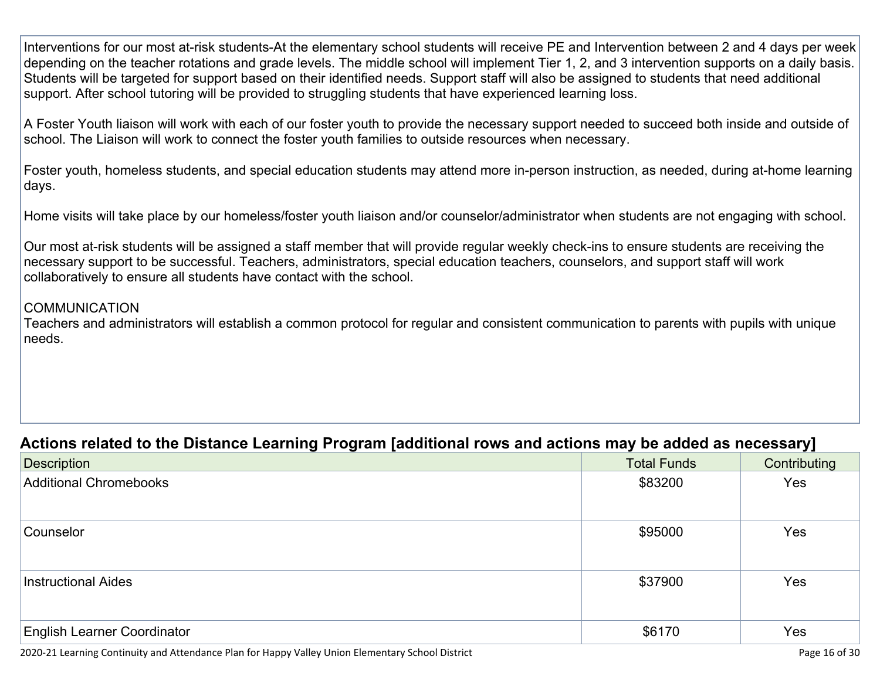Interventions for our most at-risk students-At the elementary school students will receive PE and Intervention between 2 and 4 days per week depending on the teacher rotations and grade levels. The middle school will implement Tier 1, 2, and 3 intervention supports on a daily basis. Students will be targeted for support based on their identified needs. Support staff will also be assigned to students that need additional support. After school tutoring will be provided to struggling students that have experienced learning loss.

A Foster Youth liaison will work with each of our foster youth to provide the necessary support needed to succeed both inside and outside of school. The Liaison will work to connect the foster youth families to outside resources when necessary.

Foster youth, homeless students, and special education students may attend more in-person instruction, as needed, during at-home learning days.

Home visits will take place by our homeless/foster youth liaison and/or counselor/administrator when students are not engaging with school.

Our most at-risk students will be assigned a staff member that will provide regular weekly check-ins to ensure students are receiving the necessary support to be successful. Teachers, administrators, special education teachers, counselors, and support staff will work collaboratively to ensure all students have contact with the school.

COMMUNICATION
Teachers and administrators will establish a common protocol for regular and consistent communication to parents with pupils with unique needs.

### Actions related to the Distance Learning Program [additional rows and actions may be added as necessary]

| Description | Total Funds | Contributing |
|---|---|---|
| Additional Chromebooks | $83200 | Yes |
| Counselor | $95000 | Yes |
| Instructional Aides | $37900 | Yes |
| English Learner Coordinator | $6170 | Yes |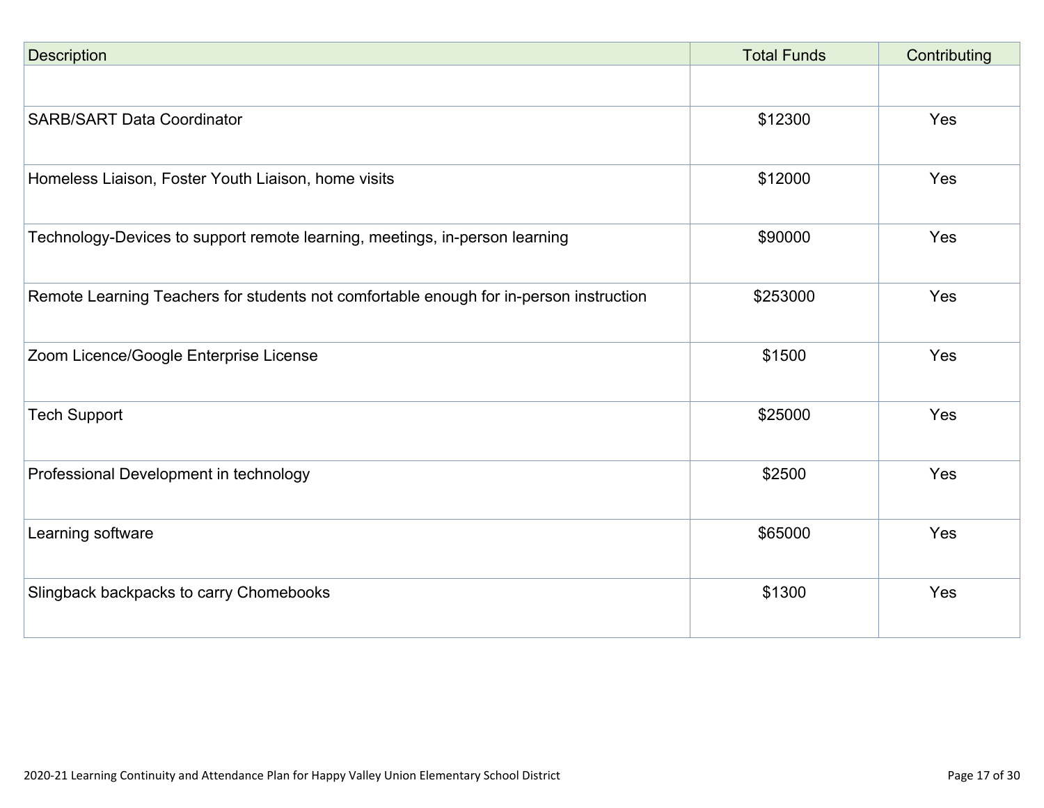| Description | Total Funds | Contributing |
| --- | --- | --- |
| | | |
| SARB/SART Data Coordinator | $12300 | Yes |
| Homeless Liaison, Foster Youth Liaison, home visits | $12000 | Yes |
| Technology-Devices to support remote learning, meetings, in-person learning | $90000 | Yes |
| Remote Learning Teachers for students not comfortable enough for in-person instruction | $253000 | Yes |
| Zoom Licence/Google Enterprise License | $1500 | Yes |
| Tech Support | $25000 | Yes |
| Professional Development in technology | $2500 | Yes |
| Learning software | $65000 | Yes |
| Slingback backpacks to carry Chomebooks | $1300 | Yes |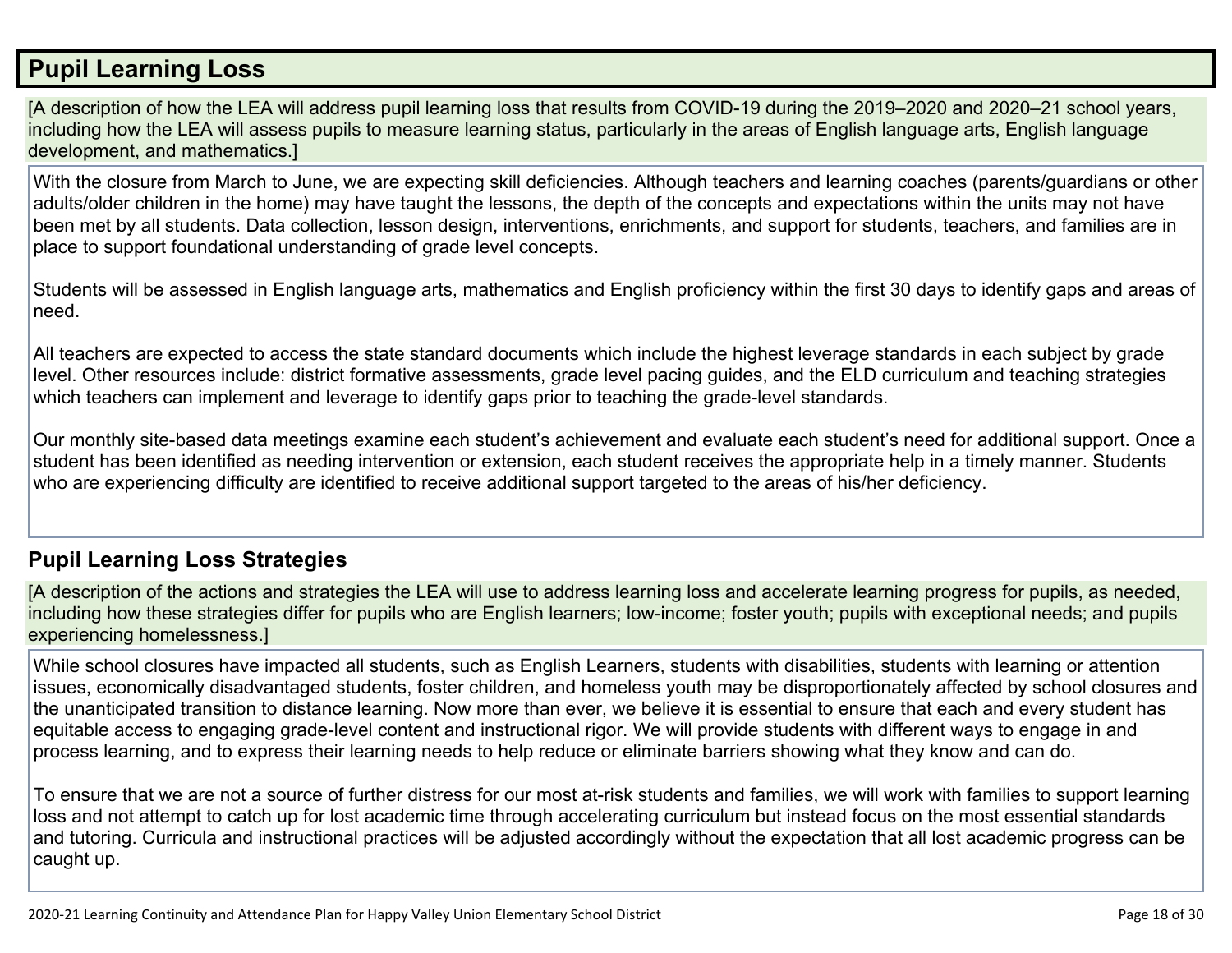## Pupil Learning Loss

[A description of how the LEA will address pupil learning loss that results from COVID-19 during the 2019–2020 and 2020–21 school years, including how the LEA will assess pupils to measure learning status, particularly in the areas of English language arts, English language development, and mathematics.]

With the closure from March to June, we are expecting skill deficiencies. Although teachers and learning coaches (parents/guardians or other adults/older children in the home) may have taught the lessons, the depth of the concepts and expectations within the units may not have been met by all students. Data collection, lesson design, interventions, enrichments, and support for students, teachers, and families are in place to support foundational understanding of grade level concepts.

Students will be assessed in English language arts, mathematics and English proficiency within the first 30 days to identify gaps and areas of need.

All teachers are expected to access the state standard documents which include the highest leverage standards in each subject by grade level. Other resources include: district formative assessments, grade level pacing guides, and the ELD curriculum and teaching strategies which teachers can implement and leverage to identify gaps prior to teaching the grade-level standards.

Our monthly site-based data meetings examine each student's achievement and evaluate each student's need for additional support. Once a student has been identified as needing intervention or extension, each student receives the appropriate help in a timely manner. Students who are experiencing difficulty are identified to receive additional support targeted to the areas of his/her deficiency.

### Pupil Learning Loss Strategies

[A description of the actions and strategies the LEA will use to address learning loss and accelerate learning progress for pupils, as needed, including how these strategies differ for pupils who are English learners; low-income; foster youth; pupils with exceptional needs; and pupils experiencing homelessness.]

While school closures have impacted all students, such as English Learners, students with disabilities, students with learning or attention issues, economically disadvantaged students, foster children, and homeless youth may be disproportionately affected by school closures and the unanticipated transition to distance learning. Now more than ever, we believe it is essential to ensure that each and every student has equitable access to engaging grade-level content and instructional rigor. We will provide students with different ways to engage in and process learning, and to express their learning needs to help reduce or eliminate barriers showing what they know and can do.

To ensure that we are not a source of further distress for our most at-risk students and families, we will work with families to support learning loss and not attempt to catch up for lost academic time through accelerating curriculum but instead focus on the most essential standards and tutoring. Curricula and instructional practices will be adjusted accordingly without the expectation that all lost academic progress can be caught up.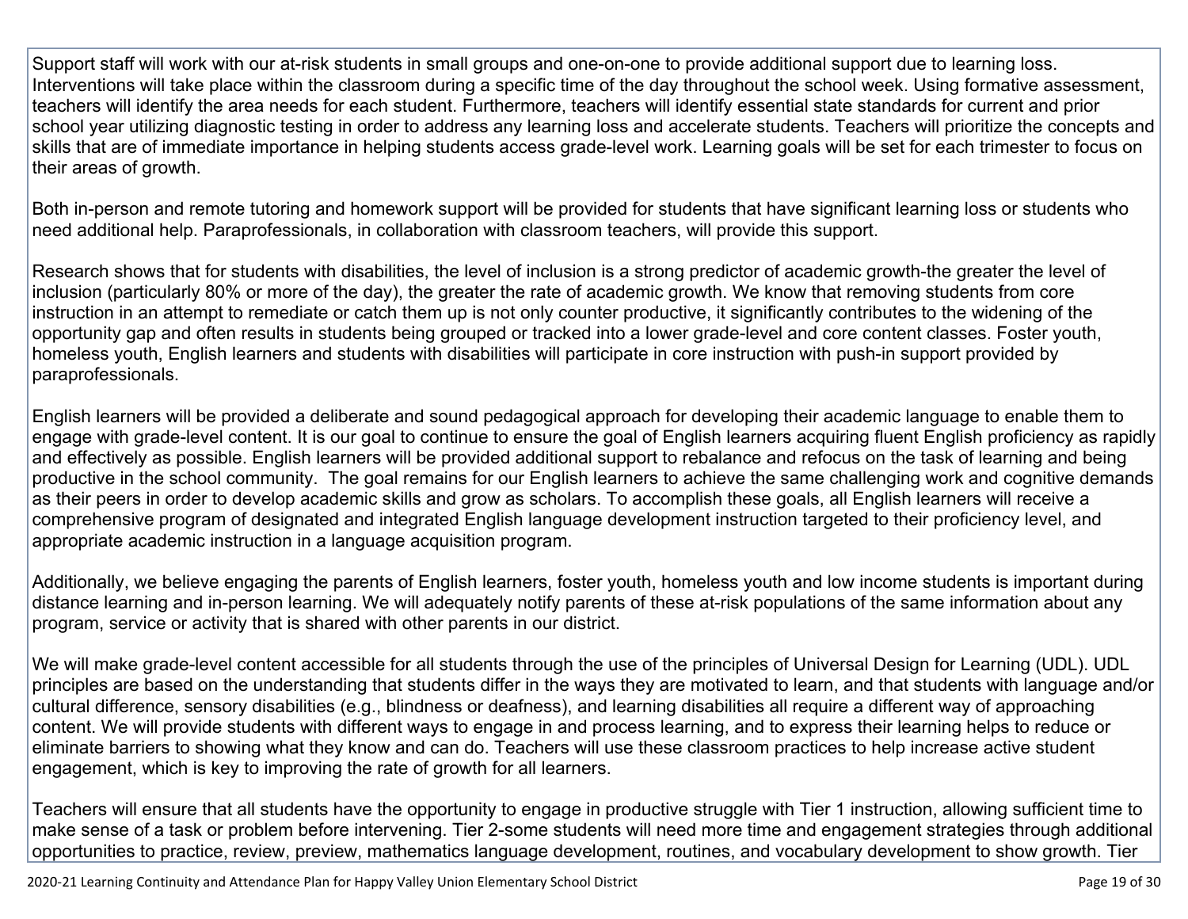Support staff will work with our at-risk students in small groups and one-on-one to provide additional support due to learning loss. Interventions will take place within the classroom during a specific time of the day throughout the school week. Using formative assessment, teachers will identify the area needs for each student. Furthermore, teachers will identify essential state standards for current and prior school year utilizing diagnostic testing in order to address any learning loss and accelerate students. Teachers will prioritize the concepts and skills that are of immediate importance in helping students access grade-level work. Learning goals will be set for each trimester to focus on their areas of growth.

Both in-person and remote tutoring and homework support will be provided for students that have significant learning loss or students who need additional help. Paraprofessionals, in collaboration with classroom teachers, will provide this support.

Research shows that for students with disabilities, the level of inclusion is a strong predictor of academic growth-the greater the level of inclusion (particularly 80% or more of the day), the greater the rate of academic growth. We know that removing students from core instruction in an attempt to remediate or catch them up is not only counter productive, it significantly contributes to the widening of the opportunity gap and often results in students being grouped or tracked into a lower grade-level and core content classes. Foster youth, homeless youth, English learners and students with disabilities will participate in core instruction with push-in support provided by paraprofessionals.

English learners will be provided a deliberate and sound pedagogical approach for developing their academic language to enable them to engage with grade-level content. It is our goal to continue to ensure the goal of English learners acquiring fluent English proficiency as rapidly and effectively as possible. English learners will be provided additional support to rebalance and refocus on the task of learning and being productive in the school community. The goal remains for our English learners to achieve the same challenging work and cognitive demands as their peers in order to develop academic skills and grow as scholars. To accomplish these goals, all English learners will receive a comprehensive program of designated and integrated English language development instruction targeted to their proficiency level, and appropriate academic instruction in a language acquisition program.

Additionally, we believe engaging the parents of English learners, foster youth, homeless youth and low income students is important during distance learning and in-person learning. We will adequately notify parents of these at-risk populations of the same information about any program, service or activity that is shared with other parents in our district.

We will make grade-level content accessible for all students through the use of the principles of Universal Design for Learning (UDL). UDL principles are based on the understanding that students differ in the ways they are motivated to learn, and that students with language and/or cultural difference, sensory disabilities (e.g., blindness or deafness), and learning disabilities all require a different way of approaching content. We will provide students with different ways to engage in and process learning, and to express their learning helps to reduce or eliminate barriers to showing what they know and can do. Teachers will use these classroom practices to help increase active student engagement, which is key to improving the rate of growth for all learners.

Teachers will ensure that all students have the opportunity to engage in productive struggle with Tier 1 instruction, allowing sufficient time to make sense of a task or problem before intervening. Tier 2-some students will need more time and engagement strategies through additional opportunities to practice, review, preview, mathematics language development, routines, and vocabulary development to show growth. Tier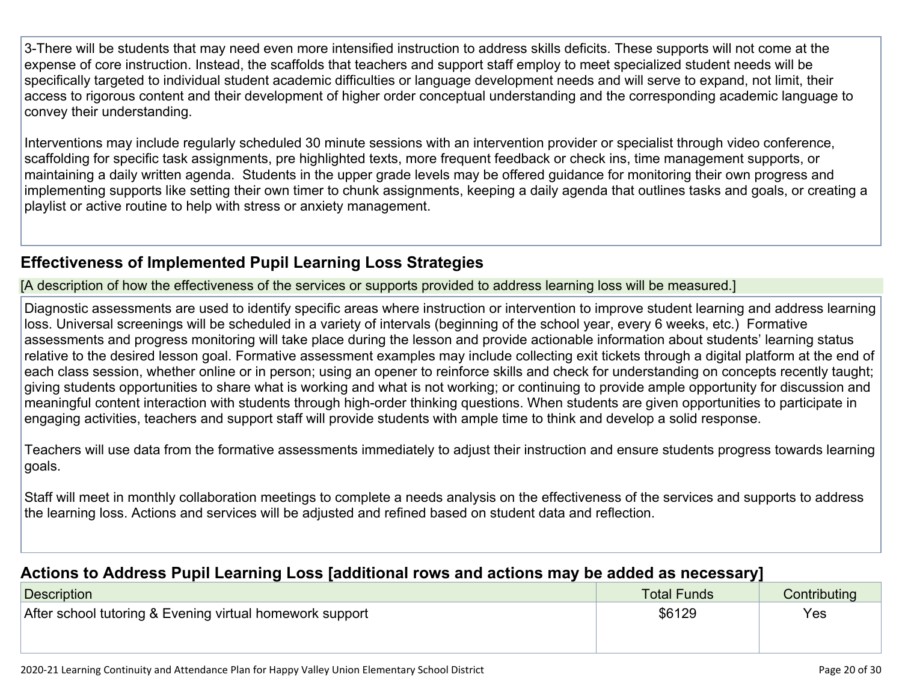3-There will be students that may need even more intensified instruction to address skills deficits. These supports will not come at the expense of core instruction. Instead, the scaffolds that teachers and support staff employ to meet specialized student needs will be specifically targeted to individual student academic difficulties or language development needs and will serve to expand, not limit, their access to rigorous content and their development of higher order conceptual understanding and the corresponding academic language to convey their understanding.

Interventions may include regularly scheduled 30 minute sessions with an intervention provider or specialist through video conference, scaffolding for specific task assignments, pre highlighted texts, more frequent feedback or check ins, time management supports, or maintaining a daily written agenda. Students in the upper grade levels may be offered guidance for monitoring their own progress and implementing supports like setting their own timer to chunk assignments, keeping a daily agenda that outlines tasks and goals, or creating a playlist or active routine to help with stress or anxiety management.

## Effectiveness of Implemented Pupil Learning Loss Strategies

[A description of how the effectiveness of the services or supports provided to address learning loss will be measured.]

Diagnostic assessments are used to identify specific areas where instruction or intervention to improve student learning and address learning loss. Universal screenings will be scheduled in a variety of intervals (beginning of the school year, every 6 weeks, etc.) Formative assessments and progress monitoring will take place during the lesson and provide actionable information about students' learning status relative to the desired lesson goal. Formative assessment examples may include collecting exit tickets through a digital platform at the end of each class session, whether online or in person; using an opener to reinforce skills and check for understanding on concepts recently taught; giving students opportunities to share what is working and what is not working; or continuing to provide ample opportunity for discussion and meaningful content interaction with students through high-order thinking questions. When students are given opportunities to participate in engaging activities, teachers and support staff will provide students with ample time to think and develop a solid response.

Teachers will use data from the formative assessments immediately to adjust their instruction and ensure students progress towards learning goals.

Staff will meet in monthly collaboration meetings to complete a needs analysis on the effectiveness of the services and supports to address the learning loss. Actions and services will be adjusted and refined based on student data and reflection.

## Actions to Address Pupil Learning Loss [additional rows and actions may be added as necessary]

| Description | Total Funds | Contributing |
|---|---|---|
| After school tutoring & Evening virtual homework support | $6129 | Yes |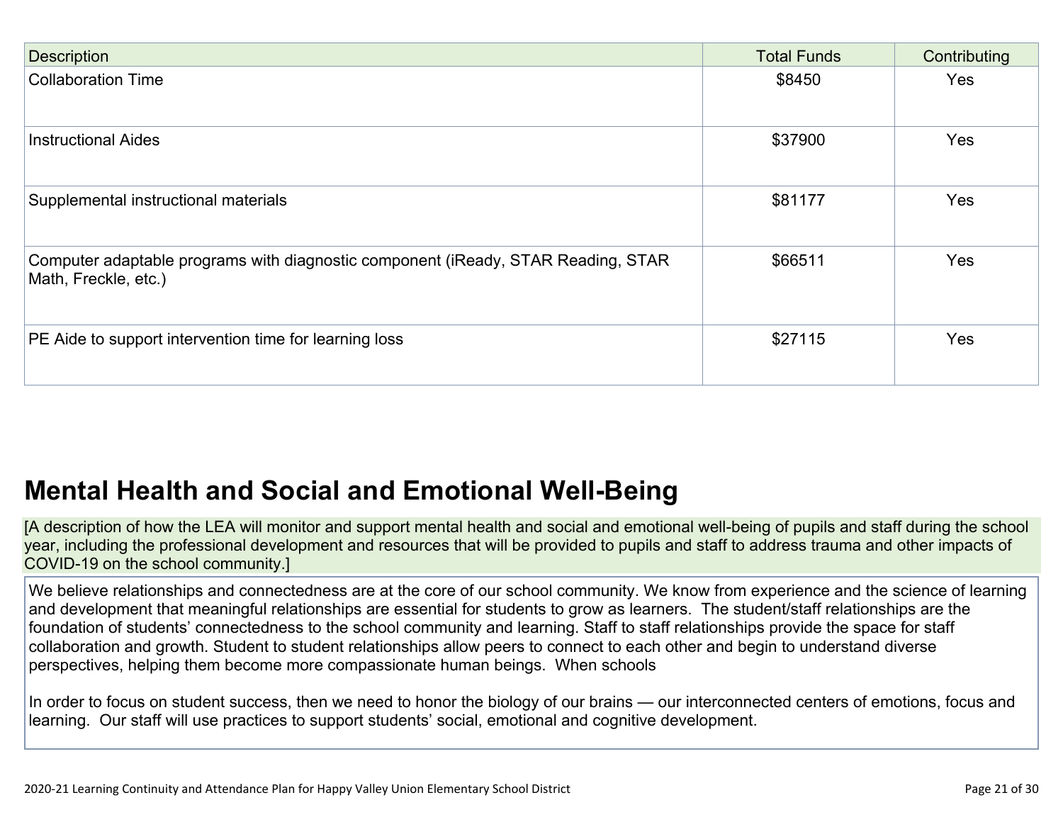| Description | Total Funds | Contributing |
| --- | --- | --- |
| Collaboration Time | $8450 | Yes |
| Instructional Aides | $37900 | Yes |
| Supplemental instructional materials | $81177 | Yes |
| Computer adaptable programs with diagnostic component (iReady, STAR Reading, STAR Math, Freckle, etc.) | $66511 | Yes |
| PE Aide to support intervention time for learning loss | $27115 | Yes |

## Mental Health and Social and Emotional Well-Being

[A description of how the LEA will monitor and support mental health and social and emotional well-being of pupils and staff during the school year, including the professional development and resources that will be provided to pupils and staff to address trauma and other impacts of COVID-19 on the school community.]

We believe relationships and connectedness are at the core of our school community. We know from experience and the science of learning and development that meaningful relationships are essential for students to grow as learners. The student/staff relationships are the foundation of students' connectedness to the school community and learning. Staff to staff relationships provide the space for staff collaboration and growth. Student to student relationships allow peers to connect to each other and begin to understand diverse perspectives, helping them become more compassionate human beings. When schools

In order to focus on student success, then we need to honor the biology of our brains — our interconnected centers of emotions, focus and learning. Our staff will use practices to support students' social, emotional and cognitive development.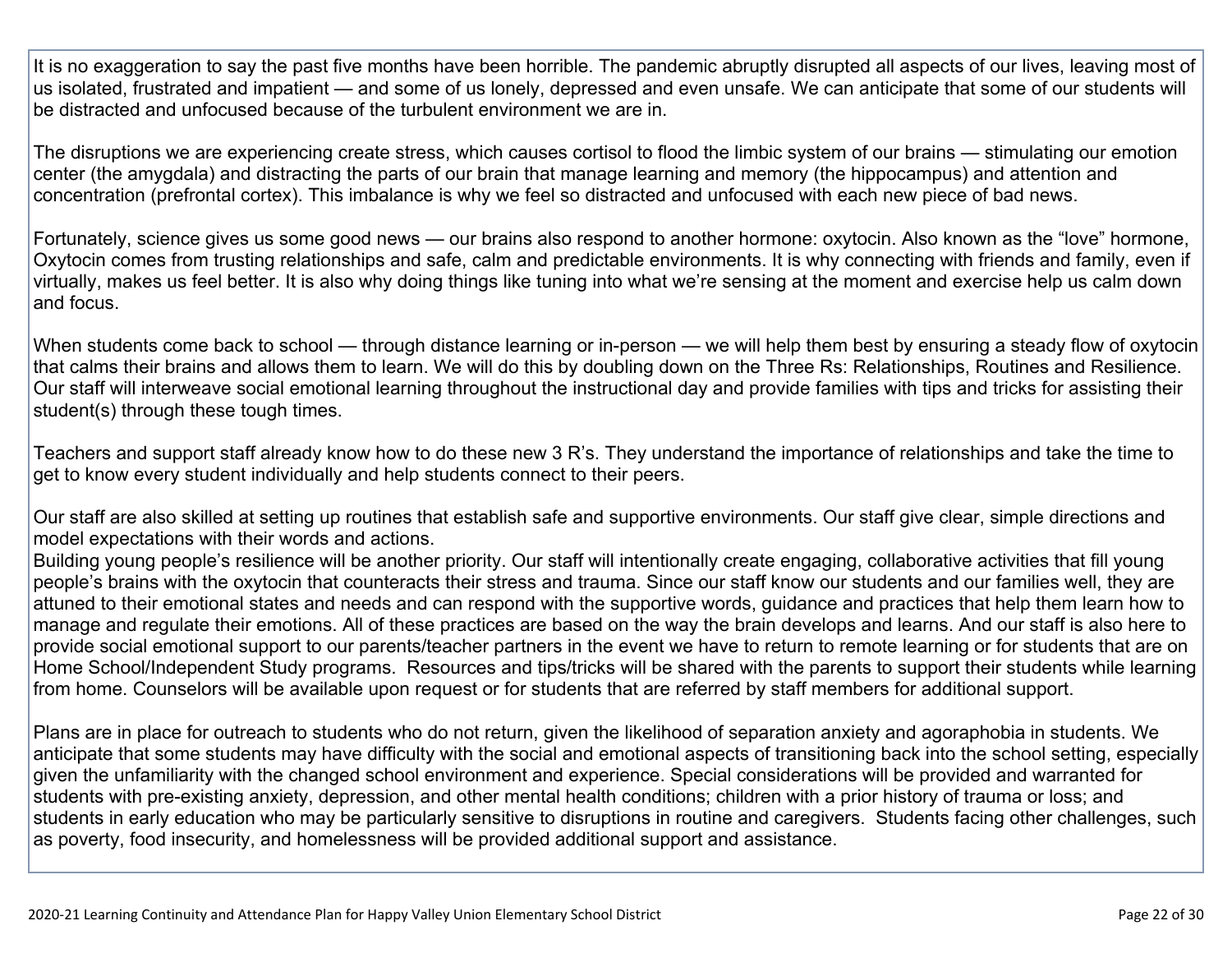It is no exaggeration to say the past five months have been horrible. The pandemic abruptly disrupted all aspects of our lives, leaving most of us isolated, frustrated and impatient — and some of us lonely, depressed and even unsafe. We can anticipate that some of our students will be distracted and unfocused because of the turbulent environment we are in.

The disruptions we are experiencing create stress, which causes cortisol to flood the limbic system of our brains — stimulating our emotion center (the amygdala) and distracting the parts of our brain that manage learning and memory (the hippocampus) and attention and concentration (prefrontal cortex). This imbalance is why we feel so distracted and unfocused with each new piece of bad news.

Fortunately, science gives us some good news — our brains also respond to another hormone: oxytocin. Also known as the "love" hormone, Oxytocin comes from trusting relationships and safe, calm and predictable environments. It is why connecting with friends and family, even if virtually, makes us feel better. It is also why doing things like tuning into what we're sensing at the moment and exercise help us calm down and focus.

When students come back to school — through distance learning or in-person — we will help them best by ensuring a steady flow of oxytocin that calms their brains and allows them to learn. We will do this by doubling down on the Three Rs: Relationships, Routines and Resilience. Our staff will interweave social emotional learning throughout the instructional day and provide families with tips and tricks for assisting their student(s) through these tough times.

Teachers and support staff already know how to do these new 3 R's. They understand the importance of relationships and take the time to get to know every student individually and help students connect to their peers.

Our staff are also skilled at setting up routines that establish safe and supportive environments. Our staff give clear, simple directions and model expectations with their words and actions.
Building young people's resilience will be another priority. Our staff will intentionally create engaging, collaborative activities that fill young people's brains with the oxytocin that counteracts their stress and trauma. Since our staff know our students and our families well, they are attuned to their emotional states and needs and can respond with the supportive words, guidance and practices that help them learn how to manage and regulate their emotions. All of these practices are based on the way the brain develops and learns. And our staff is also here to provide social emotional support to our parents/teacher partners in the event we have to return to remote learning or for students that are on Home School/Independent Study programs. Resources and tips/tricks will be shared with the parents to support their students while learning from home. Counselors will be available upon request or for students that are referred by staff members for additional support.

Plans are in place for outreach to students who do not return, given the likelihood of separation anxiety and agoraphobia in students. We anticipate that some students may have difficulty with the social and emotional aspects of transitioning back into the school setting, especially given the unfamiliarity with the changed school environment and experience. Special considerations will be provided and warranted for students with pre-existing anxiety, depression, and other mental health conditions; children with a prior history of trauma or loss; and students in early education who may be particularly sensitive to disruptions in routine and caregivers. Students facing other challenges, such as poverty, food insecurity, and homelessness will be provided additional support and assistance.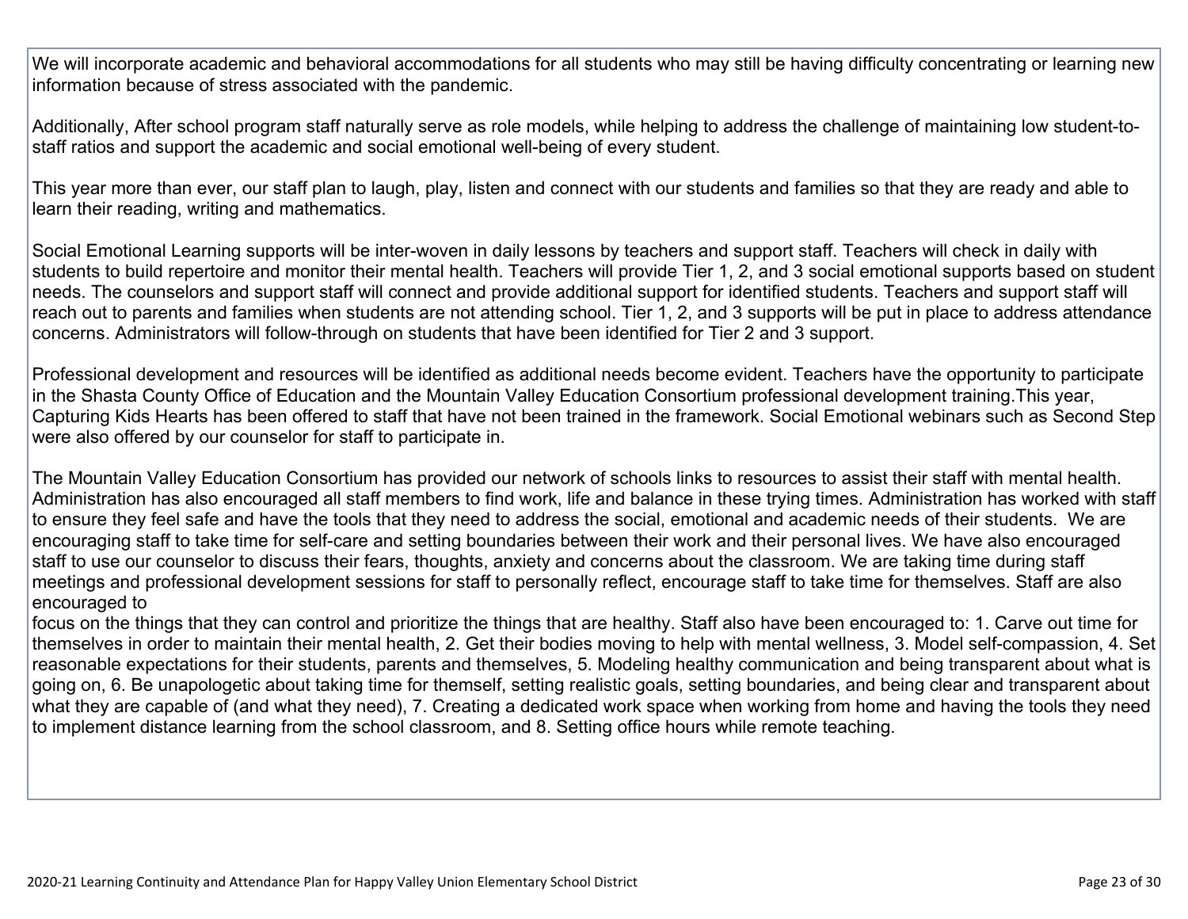We will incorporate academic and behavioral accommodations for all students who may still be having difficulty concentrating or learning new information because of stress associated with the pandemic.

Additionally, After school program staff naturally serve as role models, while helping to address the challenge of maintaining low student-to-staff ratios and support the academic and social emotional well-being of every student.

This year more than ever, our staff plan to laugh, play, listen and connect with our students and families so that they are ready and able to learn their reading, writing and mathematics.

Social Emotional Learning supports will be inter-woven in daily lessons by teachers and support staff. Teachers will check in daily with students to build repertoire and monitor their mental health. Teachers will provide Tier 1, 2, and 3 social emotional supports based on student needs. The counselors and support staff will connect and provide additional support for identified students. Teachers and support staff will reach out to parents and families when students are not attending school. Tier 1, 2, and 3 supports will be put in place to address attendance concerns. Administrators will follow-through on students that have been identified for Tier 2 and 3 support.

Professional development and resources will be identified as additional needs become evident. Teachers have the opportunity to participate in the Shasta County Office of Education and the Mountain Valley Education Consortium professional development training.This year, Capturing Kids Hearts has been offered to staff that have not been trained in the framework. Social Emotional webinars such as Second Step were also offered by our counselor for staff to participate in.

The Mountain Valley Education Consortium has provided our network of schools links to resources to assist their staff with mental health. Administration has also encouraged all staff members to find work, life and balance in these trying times. Administration has worked with staff to ensure they feel safe and have the tools that they need to address the social, emotional and academic needs of their students. We are encouraging staff to take time for self-care and setting boundaries between their work and their personal lives. We have also encouraged staff to use our counselor to discuss their fears, thoughts, anxiety and concerns about the classroom. We are taking time during staff meetings and professional development sessions for staff to personally reflect, encourage staff to take time for themselves. Staff are also encouraged to
focus on the things that they can control and prioritize the things that are healthy. Staff also have been encouraged to: 1. Carve out time for themselves in order to maintain their mental health, 2. Get their bodies moving to help with mental wellness, 3. Model self-compassion, 4. Set reasonable expectations for their students, parents and themselves, 5. Modeling healthy communication and being transparent about what is going on, 6. Be unapologetic about taking time for themself, setting realistic goals, setting boundaries, and being clear and transparent about what they are capable of (and what they need), 7. Creating a dedicated work space when working from home and having the tools they need to implement distance learning from the school classroom, and 8. Setting office hours while remote teaching.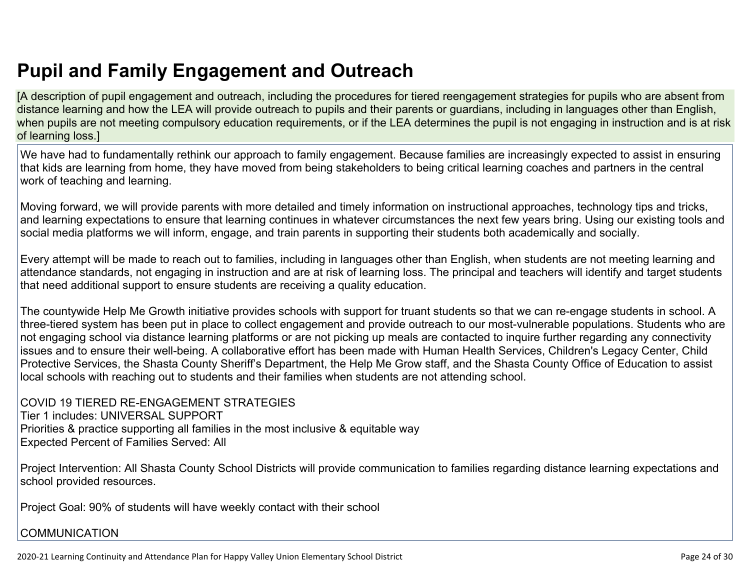# Pupil and Family Engagement and Outreach

[A description of pupil engagement and outreach, including the procedures for tiered reengagement strategies for pupils who are absent from distance learning and how the LEA will provide outreach to pupils and their parents or guardians, including in languages other than English, when pupils are not meeting compulsory education requirements, or if the LEA determines the pupil is not engaging in instruction and is at risk of learning loss.]

We have had to fundamentally rethink our approach to family engagement. Because families are increasingly expected to assist in ensuring that kids are learning from home, they have moved from being stakeholders to being critical learning coaches and partners in the central work of teaching and learning.

Moving forward, we will provide parents with more detailed and timely information on instructional approaches, technology tips and tricks, and learning expectations to ensure that learning continues in whatever circumstances the next few years bring. Using our existing tools and social media platforms we will inform, engage, and train parents in supporting their students both academically and socially.

Every attempt will be made to reach out to families, including in languages other than English, when students are not meeting learning and attendance standards, not engaging in instruction and are at risk of learning loss. The principal and teachers will identify and target students that need additional support to ensure students are receiving a quality education.

The countywide Help Me Growth initiative provides schools with support for truant students so that we can re-engage students in school. A three-tiered system has been put in place to collect engagement and provide outreach to our most-vulnerable populations. Students who are not engaging school via distance learning platforms or are not picking up meals are contacted to inquire further regarding any connectivity issues and to ensure their well-being. A collaborative effort has been made with Human Health Services, Children's Legacy Center, Child Protective Services, the Shasta County Sheriff's Department, the Help Me Grow staff, and the Shasta County Office of Education to assist local schools with reaching out to students and their families when students are not attending school.

COVID 19 TIERED RE-ENGAGEMENT STRATEGIES
Tier 1 includes: UNIVERSAL SUPPORT
Priorities & practice supporting all families in the most inclusive & equitable way
Expected Percent of Families Served: All

Project Intervention: All Shasta County School Districts will provide communication to families regarding distance learning expectations and school provided resources.

Project Goal: 90% of students will have weekly contact with their school

COMMUNICATION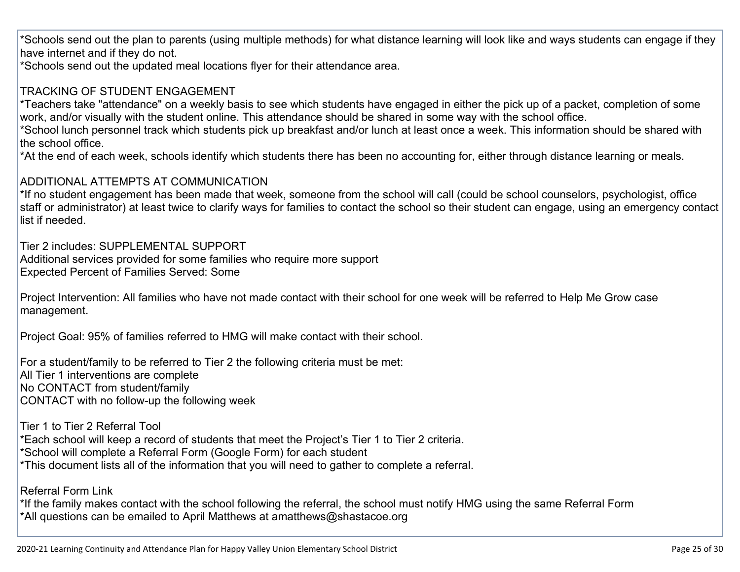*Schools send out the plan to parents (using multiple methods) for what distance learning will look like and ways students can engage if they have internet and if they do not.
*Schools send out the updated meal locations flyer for their attendance area.

TRACKING OF STUDENT ENGAGEMENT
*Teachers take "attendance" on a weekly basis to see which students have engaged in either the pick up of a packet, completion of some work, and/or visually with the student online. This attendance should be shared in some way with the school office.
*School lunch personnel track which students pick up breakfast and/or lunch at least once a week. This information should be shared with the school office.
*At the end of each week, schools identify which students there has been no accounting for, either through distance learning or meals.

ADDITIONAL ATTEMPTS AT COMMUNICATION
*If no student engagement has been made that week, someone from the school will call (could be school counselors, psychologist, office staff or administrator) at least twice to clarify ways for families to contact the school so their student can engage, using an emergency contact list if needed.

Tier 2 includes: SUPPLEMENTAL SUPPORT
Additional services provided for some families who require more support
Expected Percent of Families Served: Some

Project Intervention: All families who have not made contact with their school for one week will be referred to Help Me Grow case management.

Project Goal: 95% of families referred to HMG will make contact with their school.

For a student/family to be referred to Tier 2 the following criteria must be met:
All Tier 1 interventions are complete
No CONTACT from student/family
CONTACT with no follow-up the following week

Tier 1 to Tier 2 Referral Tool
*Each school will keep a record of students that meet the Project's Tier 1 to Tier 2 criteria.
*School will complete a Referral Form (Google Form) for each student
*This document lists all of the information that you will need to gather to complete a referral.

Referral Form Link
*If the family makes contact with the school following the referral, the school must notify HMG using the same Referral Form
*All questions can be emailed to April Matthews at amatthews@shastacoe.org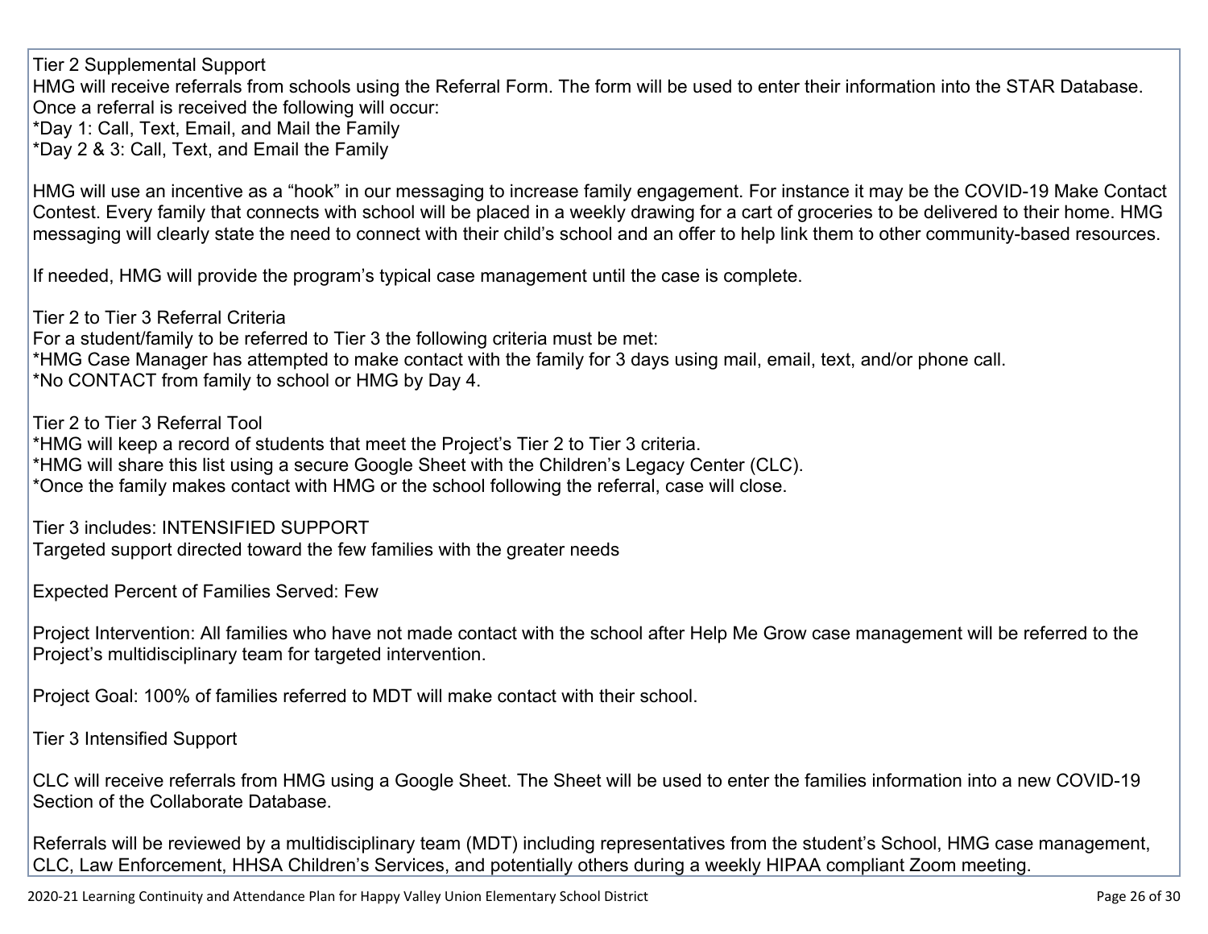Tier 2 Supplemental Support
HMG will receive referrals from schools using the Referral Form. The form will be used to enter their information into the STAR Database. Once a referral is received the following will occur:
*Day 1: Call, Text, Email, and Mail the Family
*Day 2 & 3: Call, Text, and Email the Family

HMG will use an incentive as a “hook” in our messaging to increase family engagement. For instance it may be the COVID-19 Make Contact Contest. Every family that connects with school will be placed in a weekly drawing for a cart of groceries to be delivered to their home. HMG messaging will clearly state the need to connect with their child’s school and an offer to help link them to other community-based resources.

If needed, HMG will provide the program’s typical case management until the case is complete.

Tier 2 to Tier 3 Referral Criteria
For a student/family to be referred to Tier 3 the following criteria must be met:
*HMG Case Manager has attempted to make contact with the family for 3 days using mail, email, text, and/or phone call.
*No CONTACT from family to school or HMG by Day 4.

Tier 2 to Tier 3 Referral Tool
*HMG will keep a record of students that meet the Project’s Tier 2 to Tier 3 criteria.
*HMG will share this list using a secure Google Sheet with the Children’s Legacy Center (CLC).
*Once the family makes contact with HMG or the school following the referral, case will close.

Tier 3 includes: INTENSIFIED SUPPORT
Targeted support directed toward the few families with the greater needs

Expected Percent of Families Served: Few

Project Intervention: All families who have not made contact with the school after Help Me Grow case management will be referred to the Project’s multidisciplinary team for targeted intervention.

Project Goal: 100% of families referred to MDT will make contact with their school.

Tier 3 Intensified Support

CLC will receive referrals from HMG using a Google Sheet. The Sheet will be used to enter the families information into a new COVID-19 Section of the Collaborate Database.

Referrals will be reviewed by a multidisciplinary team (MDT) including representatives from the student’s School, HMG case management, CLC, Law Enforcement, HHSA Children’s Services, and potentially others during a weekly HIPAA compliant Zoom meeting.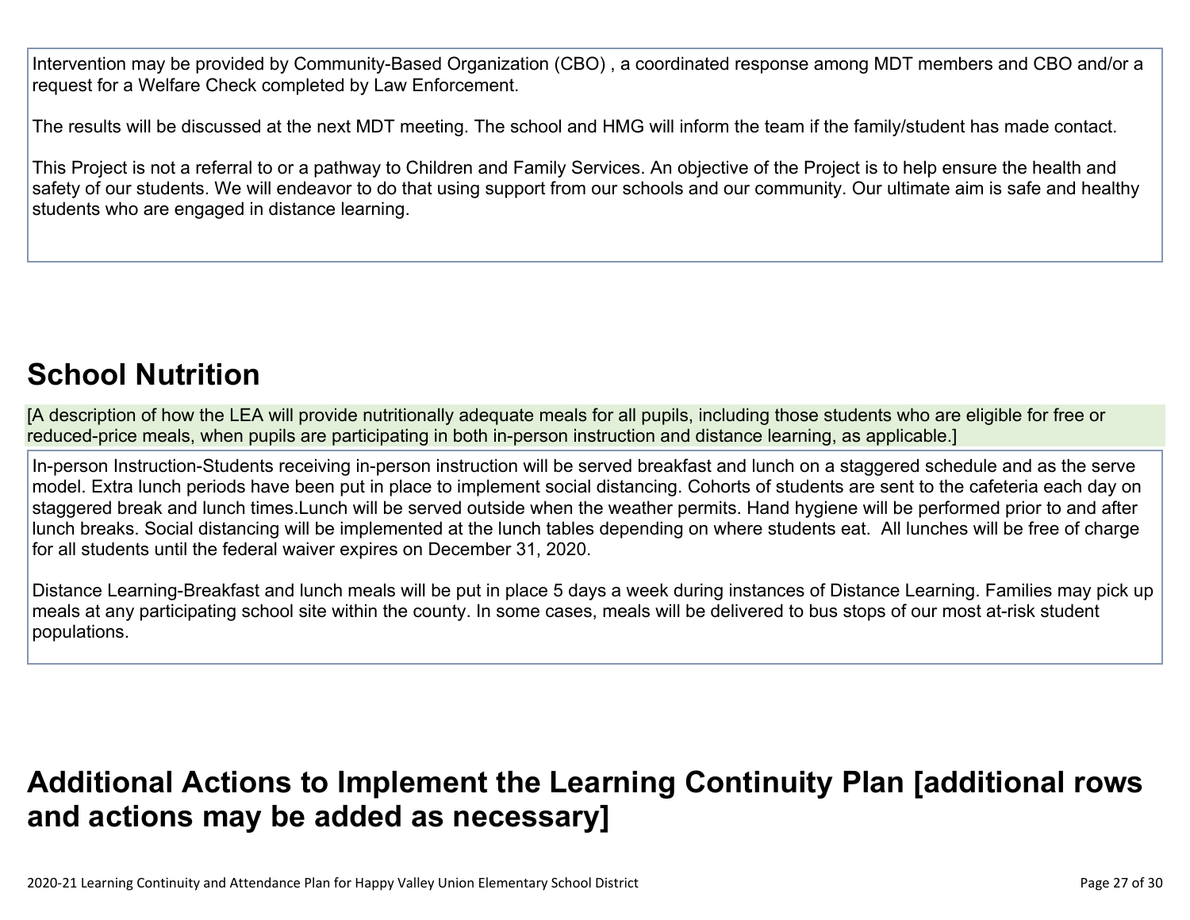Intervention may be provided by Community-Based Organization (CBO) , a coordinated response among MDT members and CBO and/or a request for a Welfare Check completed by Law Enforcement.

The results will be discussed at the next MDT meeting. The school and HMG will inform the team if the family/student has made contact.

This Project is not a referral to or a pathway to Children and Family Services. An objective of the Project is to help ensure the health and safety of our students. We will endeavor to do that using support from our schools and our community. Our ultimate aim is safe and healthy students who are engaged in distance learning.

## School Nutrition

[A description of how the LEA will provide nutritionally adequate meals for all pupils, including those students who are eligible for free or reduced-price meals, when pupils are participating in both in-person instruction and distance learning, as applicable.]

In-person Instruction-Students receiving in-person instruction will be served breakfast and lunch on a staggered schedule and as the serve model. Extra lunch periods have been put in place to implement social distancing. Cohorts of students are sent to the cafeteria each day on staggered break and lunch times.Lunch will be served outside when the weather permits. Hand hygiene will be performed prior to and after lunch breaks. Social distancing will be implemented at the lunch tables depending on where students eat. All lunches will be free of charge for all students until the federal waiver expires on December 31, 2020.

Distance Learning-Breakfast and lunch meals will be put in place 5 days a week during instances of Distance Learning. Families may pick up meals at any participating school site within the county. In some cases, meals will be delivered to bus stops of our most at-risk student populations.

## Additional Actions to Implement the Learning Continuity Plan [additional rows and actions may be added as necessary]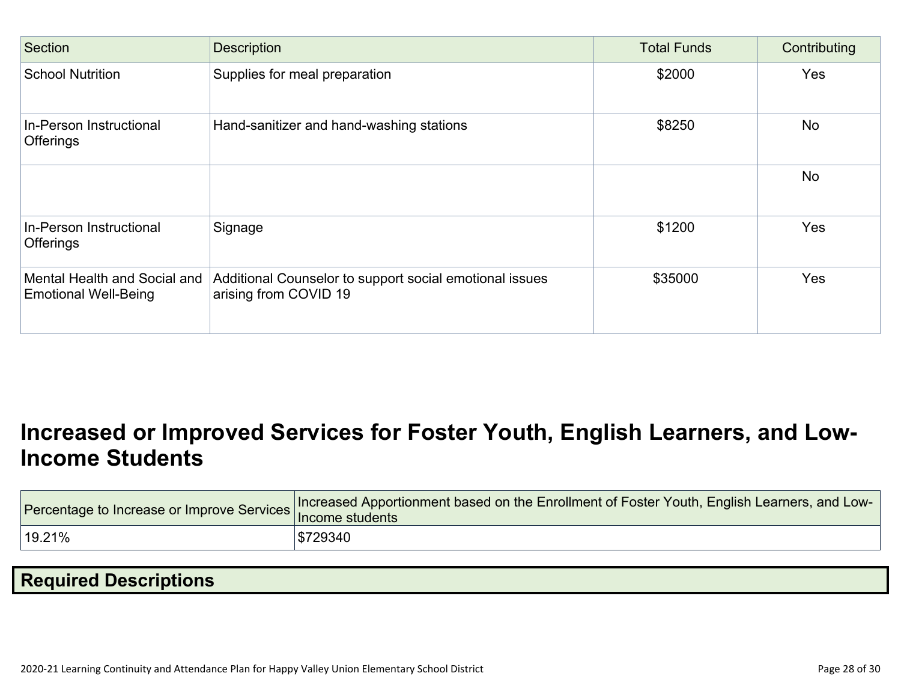| Section | Description | Total Funds | Contributing |
| --- | --- | --- | --- |
| School Nutrition | Supplies for meal preparation | $2000 | Yes |
| In-Person Instructional Offerings | Hand-sanitizer and hand-washing stations | $8250 | No |
| | | | No |
| In-Person Instructional Offerings | Signage | $1200 | Yes |
| Mental Health and Social and Emotional Well-Being | Additional Counselor to support social emotional issues arising from COVID 19 | $35000 | Yes |

# Increased or Improved Services for Foster Youth, English Learners, and Low-Income Students

| Percentage to Increase or Improve Services | Increased Apportionment based on the Enrollment of Foster Youth, English Learners, and Low-Income students |
| --- | --- |
| 19.21% | $729340 |

## Required Descriptions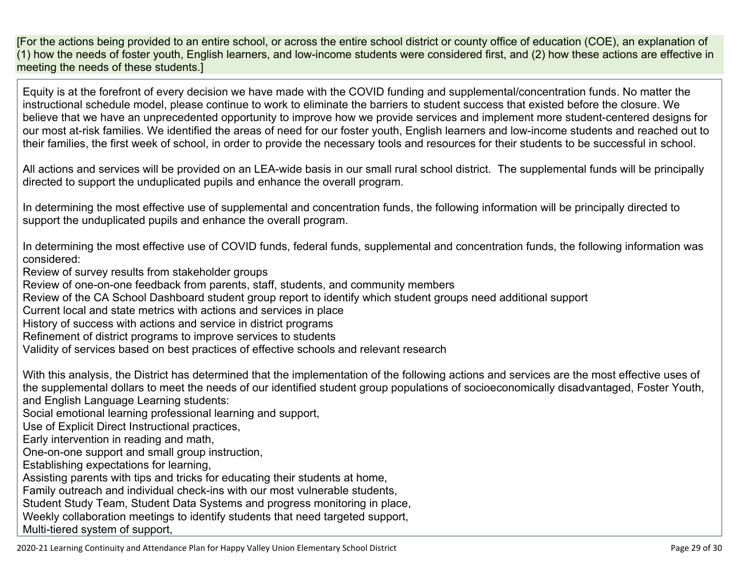[For the actions being provided to an entire school, or across the entire school district or county office of education (COE), an explanation of (1) how the needs of foster youth, English learners, and low-income students were considered first, and (2) how these actions are effective in meeting the needs of these students.]

Equity is at the forefront of every decision we have made with the COVID funding and supplemental/concentration funds. No matter the instructional schedule model, please continue to work to eliminate the barriers to student success that existed before the closure. We believe that we have an unprecedented opportunity to improve how we provide services and implement more student-centered designs for our most at-risk families. We identified the areas of need for our foster youth, English learners and low-income students and reached out to their families, the first week of school, in order to provide the necessary tools and resources for their students to be successful in school.

All actions and services will be provided on an LEA-wide basis in our small rural school district. The supplemental funds will be principally directed to support the unduplicated pupils and enhance the overall program.

In determining the most effective use of supplemental and concentration funds, the following information will be principally directed to support the unduplicated pupils and enhance the overall program.

In determining the most effective use of COVID funds, federal funds, supplemental and concentration funds, the following information was considered:
Review of survey results from stakeholder groups
Review of one-on-one feedback from parents, staff, students, and community members
Review of the CA School Dashboard student group report to identify which student groups need additional support
Current local and state metrics with actions and services in place
History of success with actions and service in district programs
Refinement of district programs to improve services to students
Validity of services based on best practices of effective schools and relevant research

With this analysis, the District has determined that the implementation of the following actions and services are the most effective uses of the supplemental dollars to meet the needs of our identified student group populations of socioeconomically disadvantaged, Foster Youth, and English Language Learning students:
Social emotional learning professional learning and support,
Use of Explicit Direct Instructional practices,
Early intervention in reading and math,
One-on-one support and small group instruction,
Establishing expectations for learning,
Assisting parents with tips and tricks for educating their students at home,
Family outreach and individual check-ins with our most vulnerable students,
Student Study Team, Student Data Systems and progress monitoring in place,
Weekly collaboration meetings to identify students that need targeted support,
Multi-tiered system of support,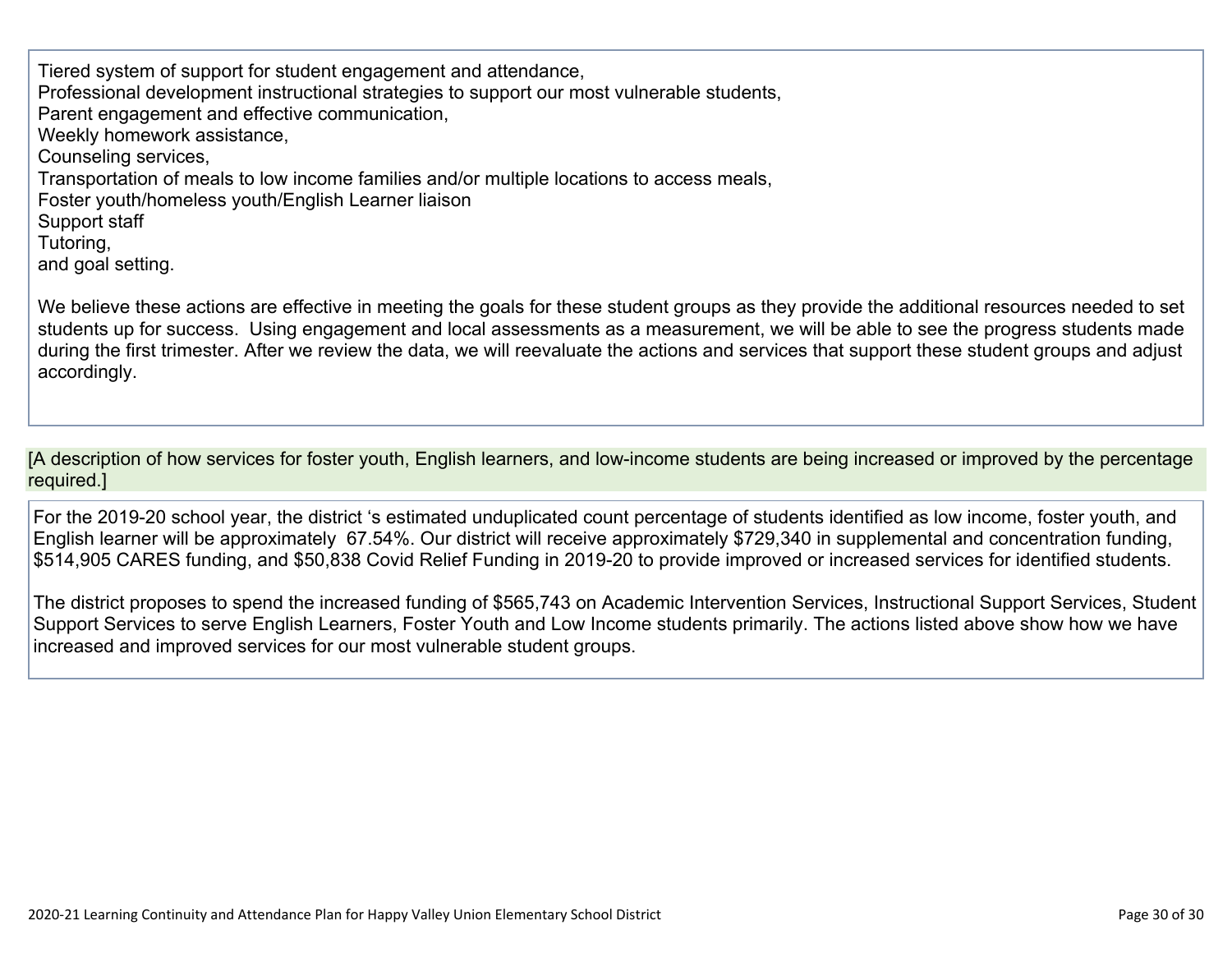Tiered system of support for student engagement and attendance,
Professional development instructional strategies to support our most vulnerable students,
Parent engagement and effective communication,
Weekly homework assistance,
Counseling services,
Transportation of meals to low income families and/or multiple locations to access meals,
Foster youth/homeless youth/English Learner liaison
Support staff
Tutoring,
and goal setting.

We believe these actions are effective in meeting the goals for these student groups as they provide the additional resources needed to set students up for success. Using engagement and local assessments as a measurement, we will be able to see the progress students made during the first trimester. After we review the data, we will reevaluate the actions and services that support these student groups and adjust accordingly.

[A description of how services for foster youth, English learners, and low-income students are being increased or improved by the percentage required.]

For the 2019-20 school year, the district 's estimated unduplicated count percentage of students identified as low income, foster youth, and English learner will be approximately 67.54%. Our district will receive approximately $729,340 in supplemental and concentration funding, $514,905 CARES funding, and $50,838 Covid Relief Funding in 2019-20 to provide improved or increased services for identified students.

The district proposes to spend the increased funding of $565,743 on Academic Intervention Services, Instructional Support Services, Student Support Services to serve English Learners, Foster Youth and Low Income students primarily. The actions listed above show how we have increased and improved services for our most vulnerable student groups.